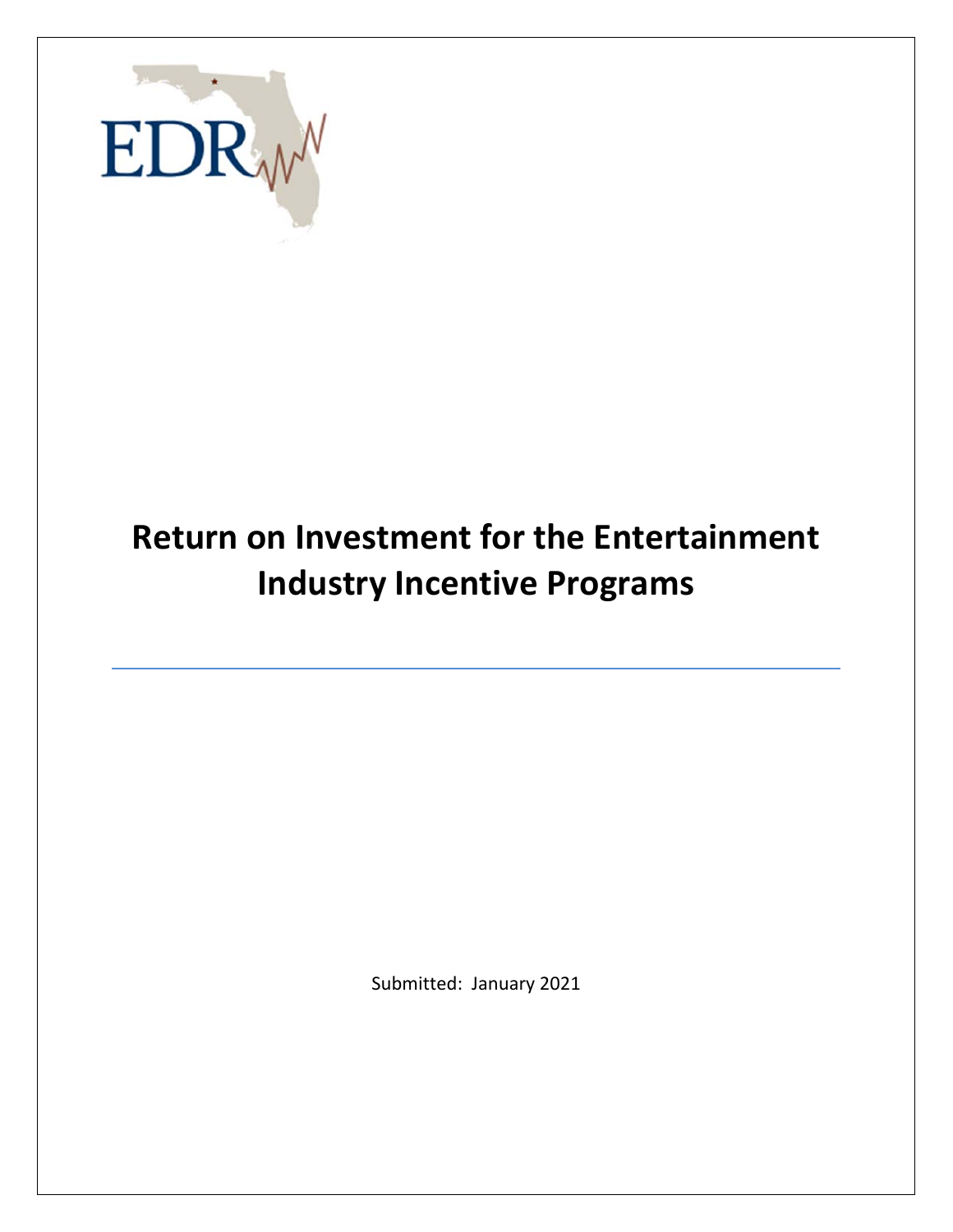EDR

# Return on Investment for the Entertainment Industry Incentive Programs

Submitted: January 2021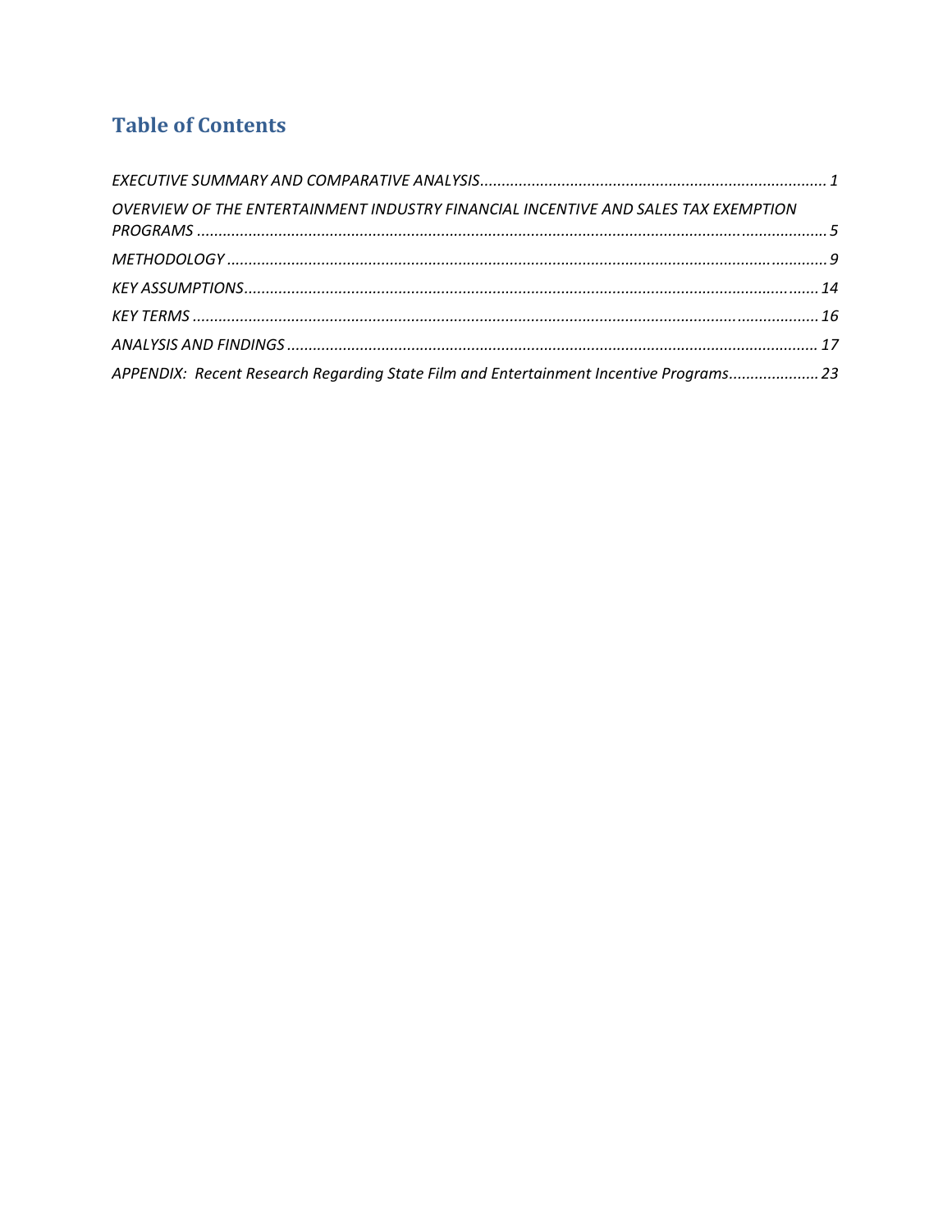## Table of Contents

*EXECUTIVE SUMMARY AND COMPARATIVE ANALYSIS* .......... 1

*OVERVIEW OF THE ENTERTAINMENT INDUSTRY FINANCIAL INCENTIVE AND SALES TAX EXEMPTION PROGRAMS* .......... 5

*METHODOLOGY* .......... 9

*KEY ASSUMPTIONS* .......... 14

*KEY TERMS* .......... 16

*ANALYSIS AND FINDINGS* .......... 17

*APPENDIX: Recent Research Regarding State Film and Entertainment Incentive Programs* .......... 23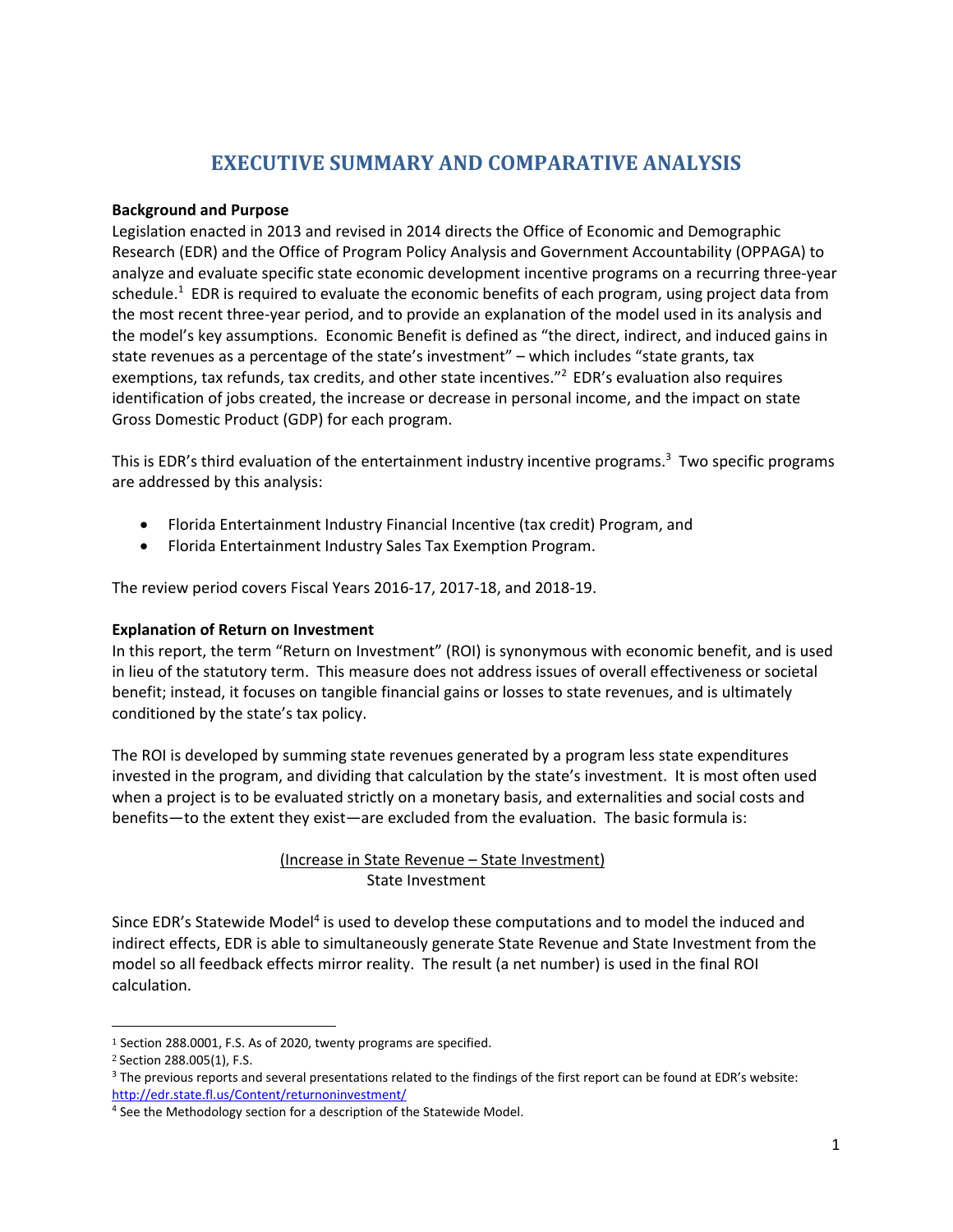# EXECUTIVE SUMMARY AND COMPARATIVE ANALYSIS

**Background and Purpose**

Legislation enacted in 2013 and revised in 2014 directs the Office of Economic and Demographic Research (EDR) and the Office of Program Policy Analysis and Government Accountability (OPPAGA) to analyze and evaluate specific state economic development incentive programs on a recurring three-year schedule.[1] EDR is required to evaluate the economic benefits of each program, using project data from the most recent three-year period, and to provide an explanation of the model used in its analysis and the model's key assumptions. Economic Benefit is defined as "the direct, indirect, and induced gains in state revenues as a percentage of the state's investment" – which includes "state grants, tax exemptions, tax refunds, tax credits, and other state incentives."[2] EDR's evaluation also requires identification of jobs created, the increase or decrease in personal income, and the impact on state Gross Domestic Product (GDP) for each program.

This is EDR's third evaluation of the entertainment industry incentive programs.[3] Two specific programs are addressed by this analysis:

- Florida Entertainment Industry Financial Incentive (tax credit) Program, and
- Florida Entertainment Industry Sales Tax Exemption Program.

The review period covers Fiscal Years 2016-17, 2017-18, and 2018-19.

**Explanation of Return on Investment**

In this report, the term "Return on Investment" (ROI) is synonymous with economic benefit, and is used in lieu of the statutory term. This measure does not address issues of overall effectiveness or societal benefit; instead, it focuses on tangible financial gains or losses to state revenues, and is ultimately conditioned by the state's tax policy.

The ROI is developed by summing state revenues generated by a program less state expenditures invested in the program, and dividing that calculation by the state's investment. It is most often used when a project is to be evaluated strictly on a monetary basis, and externalities and social costs and benefits—to the extent they exist—are excluded from the evaluation. The basic formula is:

$$\frac{\text{Increase in State Revenue} - \text{State Investment}}{\text{State Investment}}$$

Since EDR's Statewide Model[4] is used to develop these computations and to model the induced and indirect effects, EDR is able to simultaneously generate State Revenue and State Investment from the model so all feedback effects mirror reality. The result (a net number) is used in the final ROI calculation.

---

[1] Section 288.0001, F.S. As of 2020, twenty programs are specified.

[2] Section 288.005(1), F.S.

[3] The previous reports and several presentations related to the findings of the first report can be found at EDR's website: http://edr.state.fl.us/Content/returnoninvestment/

[4] See the Methodology section for a description of the Statewide Model.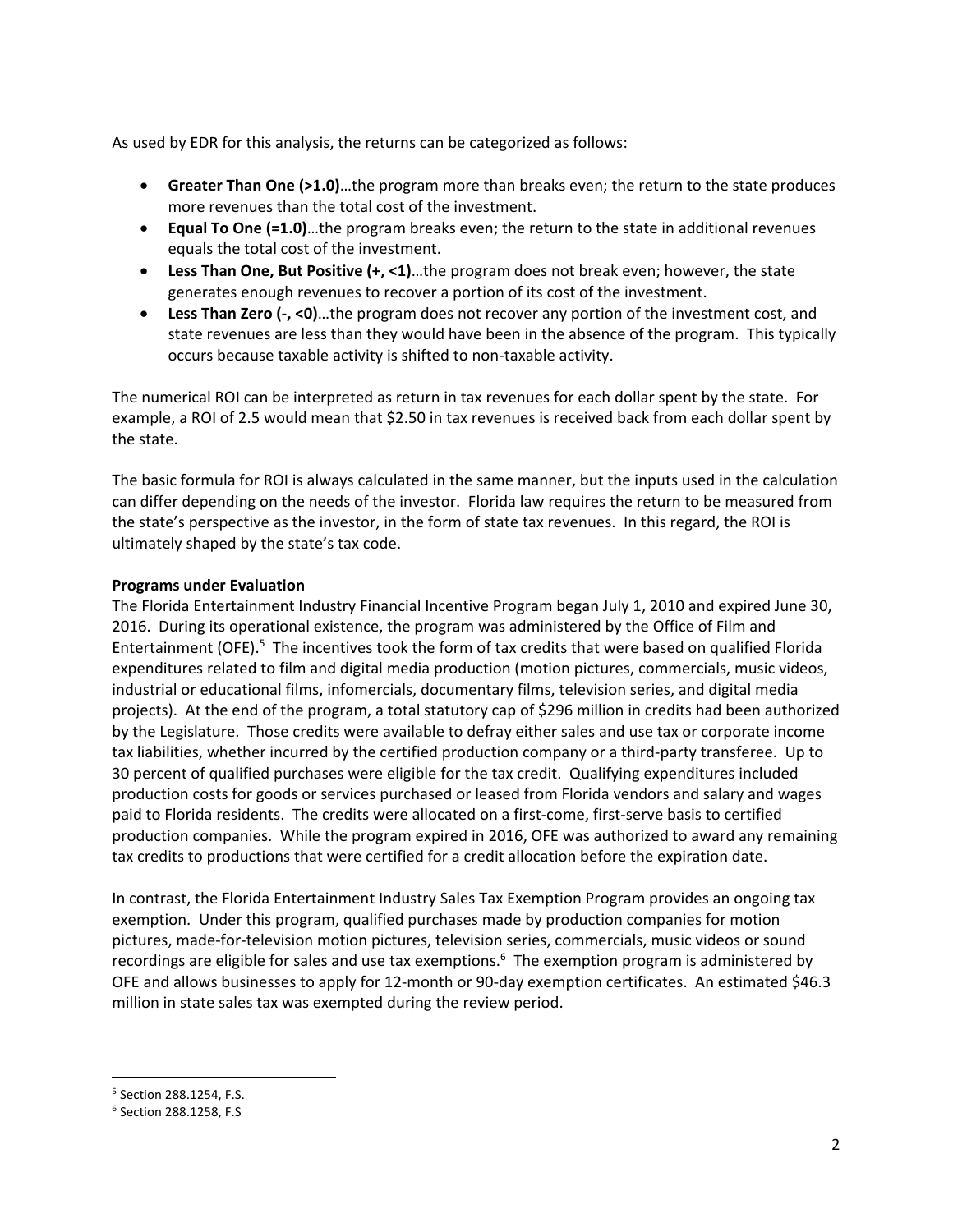As used by EDR for this analysis, the returns can be categorized as follows:

- **Greater Than One (>1.0)**…the program more than breaks even; the return to the state produces more revenues than the total cost of the investment.
- **Equal To One (=1.0)**…the program breaks even; the return to the state in additional revenues equals the total cost of the investment.
- **Less Than One, But Positive (+, <1)**…the program does not break even; however, the state generates enough revenues to recover a portion of its cost of the investment.
- **Less Than Zero (-, <0)**…the program does not recover any portion of the investment cost, and state revenues are less than they would have been in the absence of the program. This typically occurs because taxable activity is shifted to non-taxable activity.

The numerical ROI can be interpreted as return in tax revenues for each dollar spent by the state. For example, a ROI of 2.5 would mean that $2.50 in tax revenues is received back from each dollar spent by the state.

The basic formula for ROI is always calculated in the same manner, but the inputs used in the calculation can differ depending on the needs of the investor. Florida law requires the return to be measured from the state's perspective as the investor, in the form of state tax revenues. In this regard, the ROI is ultimately shaped by the state's tax code.

**Programs under Evaluation**

The Florida Entertainment Industry Financial Incentive Program began July 1, 2010 and expired June 30, 2016. During its operational existence, the program was administered by the Office of Film and Entertainment (OFE).[5] The incentives took the form of tax credits that were based on qualified Florida expenditures related to film and digital media production (motion pictures, commercials, music videos, industrial or educational films, infomercials, documentary films, television series, and digital media projects). At the end of the program, a total statutory cap of $296 million in credits had been authorized by the Legislature. Those credits were available to defray either sales and use tax or corporate income tax liabilities, whether incurred by the certified production company or a third-party transferee. Up to 30 percent of qualified purchases were eligible for the tax credit. Qualifying expenditures included production costs for goods or services purchased or leased from Florida vendors and salary and wages paid to Florida residents. The credits were allocated on a first-come, first-serve basis to certified production companies. While the program expired in 2016, OFE was authorized to award any remaining tax credits to productions that were certified for a credit allocation before the expiration date.

In contrast, the Florida Entertainment Industry Sales Tax Exemption Program provides an ongoing tax exemption. Under this program, qualified purchases made by production companies for motion pictures, made-for-television motion pictures, television series, commercials, music videos or sound recordings are eligible for sales and use tax exemptions.[6] The exemption program is administered by OFE and allows businesses to apply for 12-month or 90-day exemption certificates. An estimated $46.3 million in state sales tax was exempted during the review period.

---

[5] Section 288.1254, F.S.

[6] Section 288.1258, F.S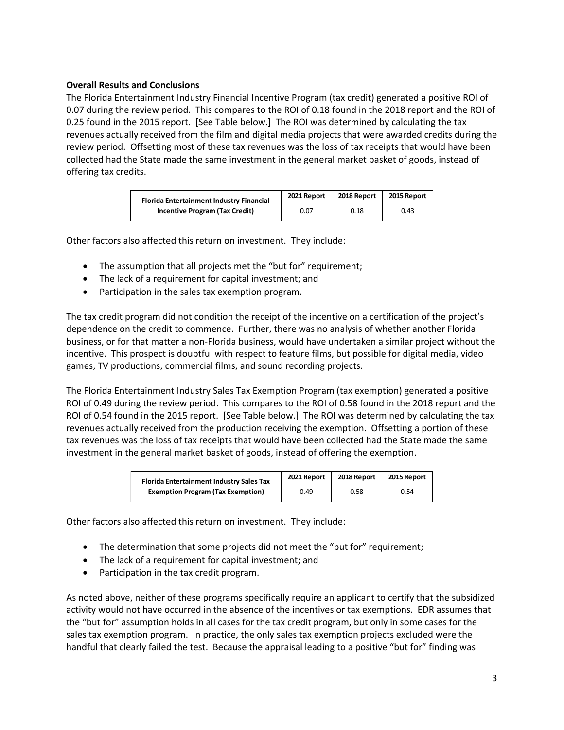**Overall Results and Conclusions**

The Florida Entertainment Industry Financial Incentive Program (tax credit) generated a positive ROI of 0.07 during the review period. This compares to the ROI of 0.18 found in the 2018 report and the ROI of 0.25 found in the 2015 report. [See Table below.] The ROI was determined by calculating the tax revenues actually received from the film and digital media projects that were awarded credits during the review period. Offsetting most of these tax revenues was the loss of tax receipts that would have been collected had the State made the same investment in the general market basket of goods, instead of offering tax credits.

| Florida Entertainment Industry Financial Incentive Program (Tax Credit) | 2021 Report | 2018 Report | 2015 Report |
|---|---|---|---|
| | 0.07 | 0.18 | 0.43 |

Other factors also affected this return on investment. They include:

- The assumption that all projects met the "but for" requirement;
- The lack of a requirement for capital investment; and
- Participation in the sales tax exemption program.

The tax credit program did not condition the receipt of the incentive on a certification of the project's dependence on the credit to commence. Further, there was no analysis of whether another Florida business, or for that matter a non-Florida business, would have undertaken a similar project without the incentive. This prospect is doubtful with respect to feature films, but possible for digital media, video games, TV productions, commercial films, and sound recording projects.

The Florida Entertainment Industry Sales Tax Exemption Program (tax exemption) generated a positive ROI of 0.49 during the review period. This compares to the ROI of 0.58 found in the 2018 report and the ROI of 0.54 found in the 2015 report. [See Table below.] The ROI was determined by calculating the tax revenues actually received from the production receiving the exemption. Offsetting a portion of these tax revenues was the loss of tax receipts that would have been collected had the State made the same investment in the general market basket of goods, instead of offering the exemption.

| Florida Entertainment Industry Sales Tax Exemption Program (Tax Exemption) | 2021 Report | 2018 Report | 2015 Report |
|---|---|---|---|
| | 0.49 | 0.58 | 0.54 |

Other factors also affected this return on investment. They include:

- The determination that some projects did not meet the "but for" requirement;
- The lack of a requirement for capital investment; and
- Participation in the tax credit program.

As noted above, neither of these programs specifically require an applicant to certify that the subsidized activity would not have occurred in the absence of the incentives or tax exemptions. EDR assumes that the "but for" assumption holds in all cases for the tax credit program, but only in some cases for the sales tax exemption program. In practice, the only sales tax exemption projects excluded were the handful that clearly failed the test. Because the appraisal leading to a positive "but for" finding was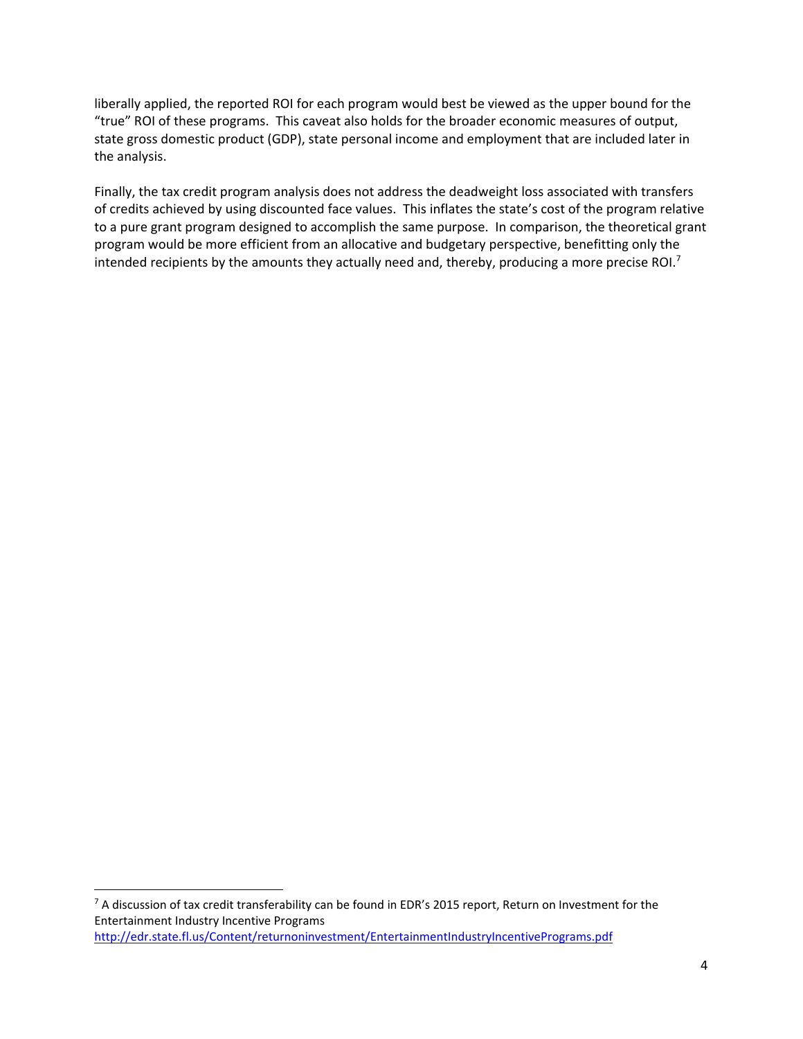liberally applied, the reported ROI for each program would best be viewed as the upper bound for the "true" ROI of these programs. This caveat also holds for the broader economic measures of output, state gross domestic product (GDP), state personal income and employment that are included later in the analysis.

Finally, the tax credit program analysis does not address the deadweight loss associated with transfers of credits achieved by using discounted face values. This inflates the state's cost of the program relative to a pure grant program designed to accomplish the same purpose. In comparison, the theoretical grant program would be more efficient from an allocative and budgetary perspective, benefitting only the intended recipients by the amounts they actually need and, thereby, producing a more precise ROI.[7]

---

[7] A discussion of tax credit transferability can be found in EDR's 2015 report, Return on Investment for the Entertainment Industry Incentive Programs http://edr.state.fl.us/Content/returnoninvestment/EntertainmentIndustryIncentivePrograms.pdf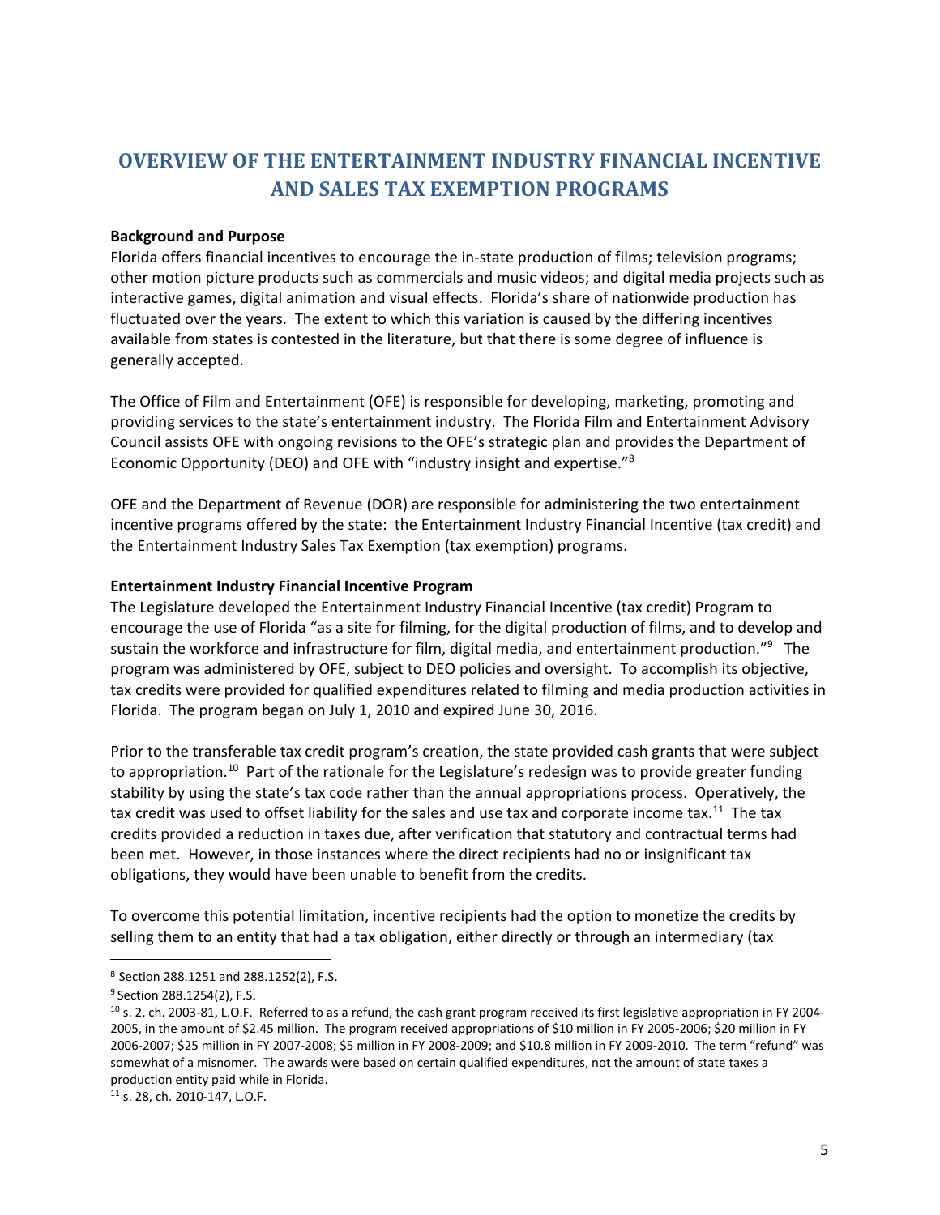# OVERVIEW OF THE ENTERTAINMENT INDUSTRY FINANCIAL INCENTIVE AND SALES TAX EXEMPTION PROGRAMS

**Background and Purpose**

Florida offers financial incentives to encourage the in-state production of films; television programs; other motion picture products such as commercials and music videos; and digital media projects such as interactive games, digital animation and visual effects. Florida's share of nationwide production has fluctuated over the years. The extent to which this variation is caused by the differing incentives available from states is contested in the literature, but that there is some degree of influence is generally accepted.

The Office of Film and Entertainment (OFE) is responsible for developing, marketing, promoting and providing services to the state's entertainment industry. The Florida Film and Entertainment Advisory Council assists OFE with ongoing revisions to the OFE's strategic plan and provides the Department of Economic Opportunity (DEO) and OFE with "industry insight and expertise."[8]

OFE and the Department of Revenue (DOR) are responsible for administering the two entertainment incentive programs offered by the state: the Entertainment Industry Financial Incentive (tax credit) and the Entertainment Industry Sales Tax Exemption (tax exemption) programs.

**Entertainment Industry Financial Incentive Program**

The Legislature developed the Entertainment Industry Financial Incentive (tax credit) Program to encourage the use of Florida "as a site for filming, for the digital production of films, and to develop and sustain the workforce and infrastructure for film, digital media, and entertainment production."[9] The program was administered by OFE, subject to DEO policies and oversight. To accomplish its objective, tax credits were provided for qualified expenditures related to filming and media production activities in Florida. The program began on July 1, 2010 and expired June 30, 2016.

Prior to the transferable tax credit program's creation, the state provided cash grants that were subject to appropriation.[10] Part of the rationale for the Legislature's redesign was to provide greater funding stability by using the state's tax code rather than the annual appropriations process. Operatively, the tax credit was used to offset liability for the sales and use tax and corporate income tax.[11] The tax credits provided a reduction in taxes due, after verification that statutory and contractual terms had been met. However, in those instances where the direct recipients had no or insignificant tax obligations, they would have been unable to benefit from the credits.

To overcome this potential limitation, incentive recipients had the option to monetize the credits by selling them to an entity that had a tax obligation, either directly or through an intermediary (tax

---

[8] Section 288.1251 and 288.1252(2), F.S.

[9] Section 288.1254(2), F.S.

[10] s. 2, ch. 2003-81, L.O.F. Referred to as a refund, the cash grant program received its first legislative appropriation in FY 2004-2005, in the amount of $2.45 million. The program received appropriations of $10 million in FY 2005-2006; $20 million in FY 2006-2007; $25 million in FY 2007-2008; $5 million in FY 2008-2009; and $10.8 million in FY 2009-2010. The term "refund" was somewhat of a misnomer. The awards were based on certain qualified expenditures, not the amount of state taxes a production entity paid while in Florida.

[11] s. 28, ch. 2010-147, L.O.F.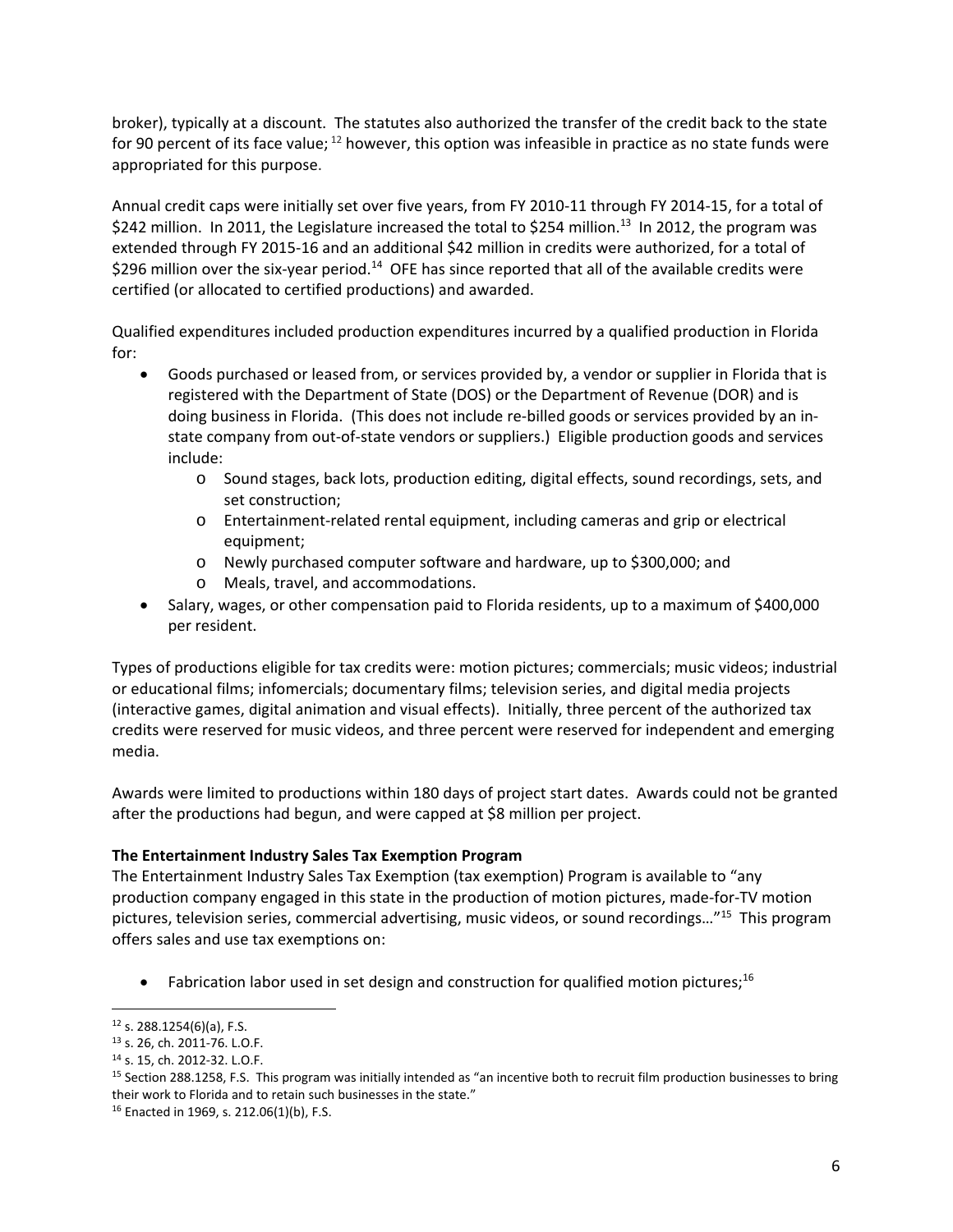broker), typically at a discount. The statutes also authorized the transfer of the credit back to the state for 90 percent of its face value; [12] however, this option was infeasible in practice as no state funds were appropriated for this purpose.

Annual credit caps were initially set over five years, from FY 2010-11 through FY 2014-15, for a total of $242 million. In 2011, the Legislature increased the total to $254 million.[13] In 2012, the program was extended through FY 2015-16 and an additional $42 million in credits were authorized, for a total of $296 million over the six-year period.[14] OFE has since reported that all of the available credits were certified (or allocated to certified productions) and awarded.

Qualified expenditures included production expenditures incurred by a qualified production in Florida for:

- Goods purchased or leased from, or services provided by, a vendor or supplier in Florida that is registered with the Department of State (DOS) or the Department of Revenue (DOR) and is doing business in Florida. (This does not include re-billed goods or services provided by an in-state company from out-of-state vendors or suppliers.) Eligible production goods and services include:
    - Sound stages, back lots, production editing, digital effects, sound recordings, sets, and set construction;
    - Entertainment-related rental equipment, including cameras and grip or electrical equipment;
    - Newly purchased computer software and hardware, up to $300,000; and
    - Meals, travel, and accommodations.
- Salary, wages, or other compensation paid to Florida residents, up to a maximum of $400,000 per resident.

Types of productions eligible for tax credits were: motion pictures; commercials; music videos; industrial or educational films; infomercials; documentary films; television series, and digital media projects (interactive games, digital animation and visual effects). Initially, three percent of the authorized tax credits were reserved for music videos, and three percent were reserved for independent and emerging media.

Awards were limited to productions within 180 days of project start dates. Awards could not be granted after the productions had begun, and were capped at $8 million per project.

**The Entertainment Industry Sales Tax Exemption Program**

The Entertainment Industry Sales Tax Exemption (tax exemption) Program is available to "any production company engaged in this state in the production of motion pictures, made-for-TV motion pictures, television series, commercial advertising, music videos, or sound recordings…"[15] This program offers sales and use tax exemptions on:

- Fabrication labor used in set design and construction for qualified motion pictures;[16]

---

[12] s. 288.1254(6)(a), F.S.

[13] s. 26, ch. 2011-76. L.O.F.

[14] s. 15, ch. 2012-32. L.O.F.

[15] Section 288.1258, F.S. This program was initially intended as "an incentive both to recruit film production businesses to bring their work to Florida and to retain such businesses in the state."

[16] Enacted in 1969, s. 212.06(1)(b), F.S.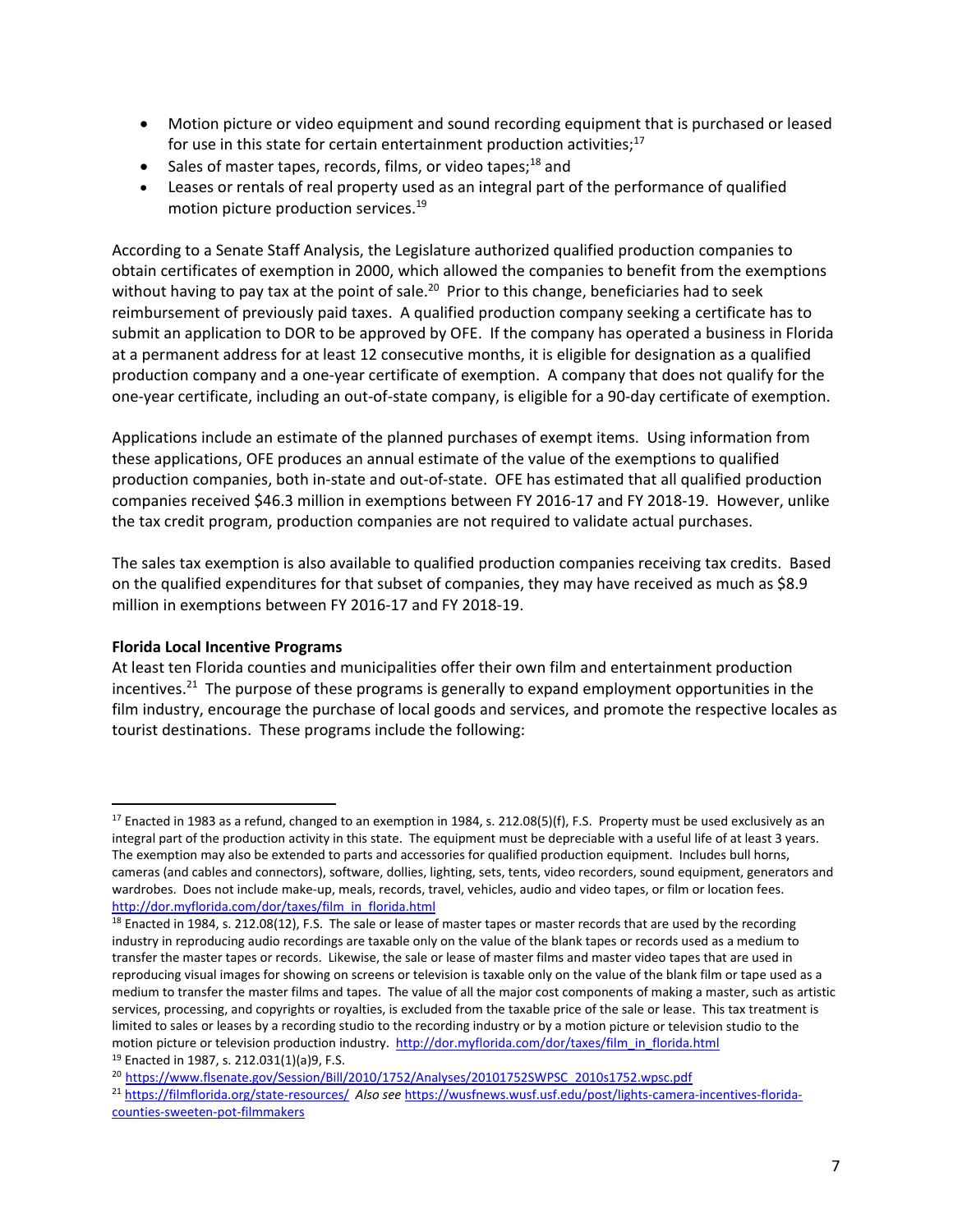- Motion picture or video equipment and sound recording equipment that is purchased or leased for use in this state for certain entertainment production activities;[17]
- Sales of master tapes, records, films, or video tapes;[18] and
- Leases or rentals of real property used as an integral part of the performance of qualified motion picture production services.[19]

According to a Senate Staff Analysis, the Legislature authorized qualified production companies to obtain certificates of exemption in 2000, which allowed the companies to benefit from the exemptions without having to pay tax at the point of sale.[20] Prior to this change, beneficiaries had to seek reimbursement of previously paid taxes. A qualified production company seeking a certificate has to submit an application to DOR to be approved by OFE. If the company has operated a business in Florida at a permanent address for at least 12 consecutive months, it is eligible for designation as a qualified production company and a one-year certificate of exemption. A company that does not qualify for the one-year certificate, including an out-of-state company, is eligible for a 90-day certificate of exemption.

Applications include an estimate of the planned purchases of exempt items. Using information from these applications, OFE produces an annual estimate of the value of the exemptions to qualified production companies, both in-state and out-of-state. OFE has estimated that all qualified production companies received $46.3 million in exemptions between FY 2016-17 and FY 2018-19. However, unlike the tax credit program, production companies are not required to validate actual purchases.

The sales tax exemption is also available to qualified production companies receiving tax credits. Based on the qualified expenditures for that subset of companies, they may have received as much as $8.9 million in exemptions between FY 2016-17 and FY 2018-19.

**Florida Local Incentive Programs**

At least ten Florida counties and municipalities offer their own film and entertainment production incentives.[21] The purpose of these programs is generally to expand employment opportunities in the film industry, encourage the purchase of local goods and services, and promote the respective locales as tourist destinations. These programs include the following:

---

[17] Enacted in 1983 as a refund, changed to an exemption in 1984, s. 212.08(5)(f), F.S. Property must be used exclusively as an integral part of the production activity in this state. The equipment must be depreciable with a useful life of at least 3 years. The exemption may also be extended to parts and accessories for qualified production equipment. Includes bull horns, cameras (and cables and connectors), software, dollies, lighting, sets, tents, video recorders, sound equipment, generators and wardrobes. Does not include make-up, meals, records, travel, vehicles, audio and video tapes, or film or location fees. http://dor.myflorida.com/dor/taxes/film_in_florida.html

[18] Enacted in 1984, s. 212.08(12), F.S. The sale or lease of master tapes or master records that are used by the recording industry in reproducing audio recordings are taxable only on the value of the blank tapes or records used as a medium to transfer the master tapes or records. Likewise, the sale or lease of master films and master video tapes that are used in reproducing visual images for showing on screens or television is taxable only on the value of the blank film or tape used as a medium to transfer the master films and tapes. The value of all the major cost components of making a master, such as artistic services, processing, and copyrights or royalties, is excluded from the taxable price of the sale or lease. This tax treatment is limited to sales or leases by a recording studio to the recording industry or by a motion picture or television studio to the motion picture or television production industry. http://dor.myflorida.com/dor/taxes/film_in_florida.html

[19] Enacted in 1987, s. 212.031(1)(a)9, F.S.

[20] https://www.flsenate.gov/Session/Bill/2010/1752/Analyses/20101752SWPSC_2010s1752.wpsc.pdf

[21] https://filmflorida.org/state-resources/ *Also see* https://wusfnews.wusf.usf.edu/post/lights-camera-incentives-florida-counties-sweeten-pot-filmmakers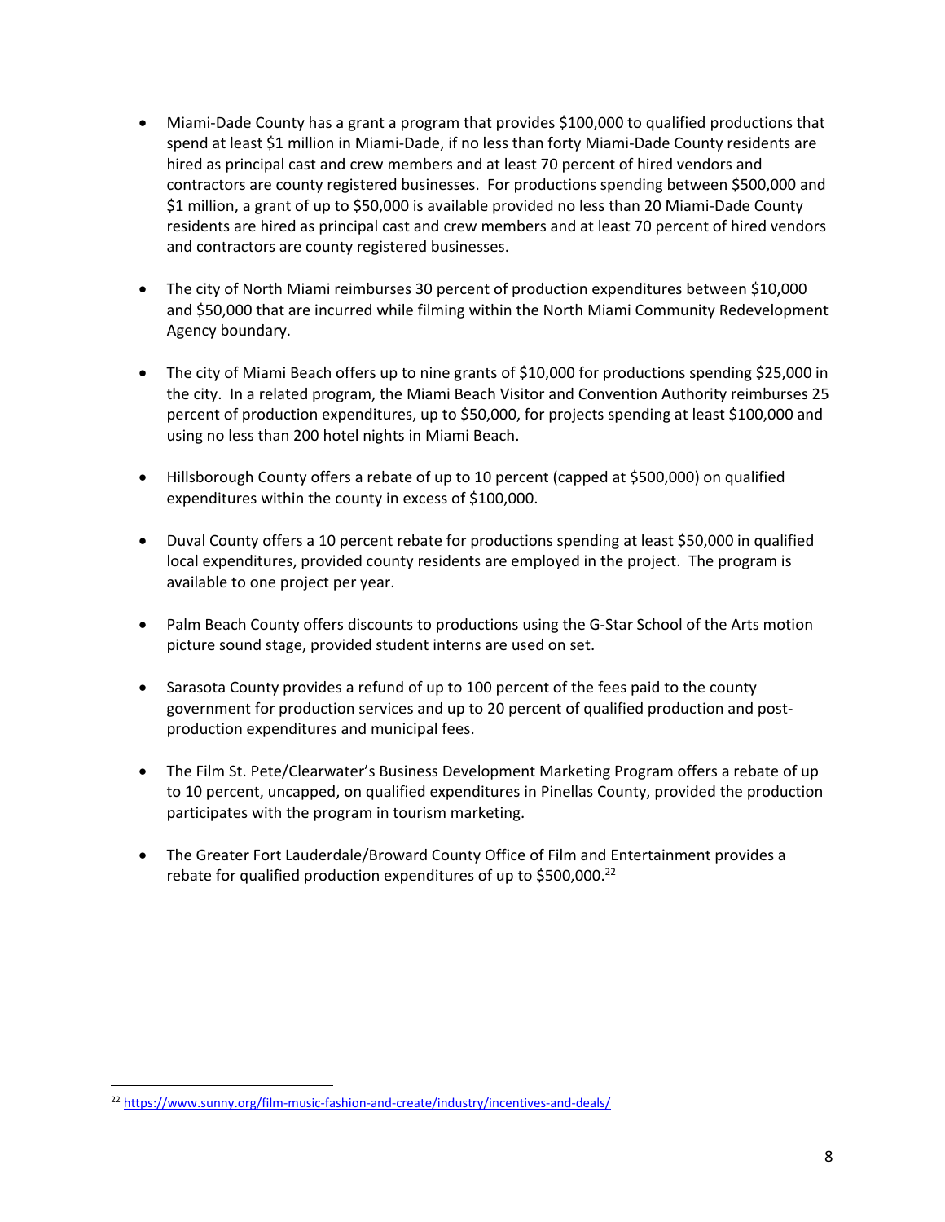- Miami-Dade County has a grant a program that provides $100,000 to qualified productions that spend at least $1 million in Miami-Dade, if no less than forty Miami-Dade County residents are hired as principal cast and crew members and at least 70 percent of hired vendors and contractors are county registered businesses. For productions spending between $500,000 and $1 million, a grant of up to $50,000 is available provided no less than 20 Miami-Dade County residents are hired as principal cast and crew members and at least 70 percent of hired vendors and contractors are county registered businesses.

- The city of North Miami reimburses 30 percent of production expenditures between $10,000 and $50,000 that are incurred while filming within the North Miami Community Redevelopment Agency boundary.

- The city of Miami Beach offers up to nine grants of $10,000 for productions spending $25,000 in the city. In a related program, the Miami Beach Visitor and Convention Authority reimburses 25 percent of production expenditures, up to $50,000, for projects spending at least $100,000 and using no less than 200 hotel nights in Miami Beach.

- Hillsborough County offers a rebate of up to 10 percent (capped at $500,000) on qualified expenditures within the county in excess of $100,000.

- Duval County offers a 10 percent rebate for productions spending at least $50,000 in qualified local expenditures, provided county residents are employed in the project. The program is available to one project per year.

- Palm Beach County offers discounts to productions using the G-Star School of the Arts motion picture sound stage, provided student interns are used on set.

- Sarasota County provides a refund of up to 100 percent of the fees paid to the county government for production services and up to 20 percent of qualified production and post-production expenditures and municipal fees.

- The Film St. Pete/Clearwater's Business Development Marketing Program offers a rebate of up to 10 percent, uncapped, on qualified expenditures in Pinellas County, provided the production participates with the program in tourism marketing.

- The Greater Fort Lauderdale/Broward County Office of Film and Entertainment provides a rebate for qualified production expenditures of up to $500,000.[22]

[22] https://www.sunny.org/film-music-fashion-and-create/industry/incentives-and-deals/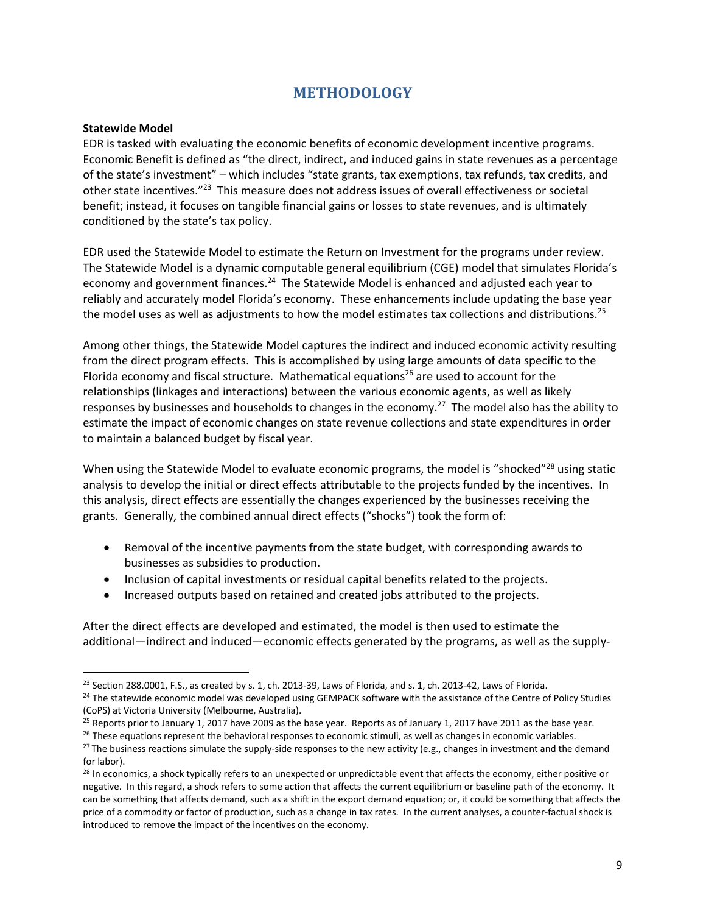# METHODOLOGY

**Statewide Model**

EDR is tasked with evaluating the economic benefits of economic development incentive programs. Economic Benefit is defined as "the direct, indirect, and induced gains in state revenues as a percentage of the state's investment" – which includes "state grants, tax exemptions, tax refunds, tax credits, and other state incentives."[23] This measure does not address issues of overall effectiveness or societal benefit; instead, it focuses on tangible financial gains or losses to state revenues, and is ultimately conditioned by the state's tax policy.

EDR used the Statewide Model to estimate the Return on Investment for the programs under review. The Statewide Model is a dynamic computable general equilibrium (CGE) model that simulates Florida's economy and government finances.[24] The Statewide Model is enhanced and adjusted each year to reliably and accurately model Florida's economy. These enhancements include updating the base year the model uses as well as adjustments to how the model estimates tax collections and distributions.[25]

Among other things, the Statewide Model captures the indirect and induced economic activity resulting from the direct program effects. This is accomplished by using large amounts of data specific to the Florida economy and fiscal structure. Mathematical equations[26] are used to account for the relationships (linkages and interactions) between the various economic agents, as well as likely responses by businesses and households to changes in the economy.[27] The model also has the ability to estimate the impact of economic changes on state revenue collections and state expenditures in order to maintain a balanced budget by fiscal year.

When using the Statewide Model to evaluate economic programs, the model is "shocked"[28] using static analysis to develop the initial or direct effects attributable to the projects funded by the incentives. In this analysis, direct effects are essentially the changes experienced by the businesses receiving the grants. Generally, the combined annual direct effects ("shocks") took the form of:

- Removal of the incentive payments from the state budget, with corresponding awards to businesses as subsidies to production.
- Inclusion of capital investments or residual capital benefits related to the projects.
- Increased outputs based on retained and created jobs attributed to the projects.

After the direct effects are developed and estimated, the model is then used to estimate the additional—indirect and induced—economic effects generated by the programs, as well as the supply-

---

[23] Section 288.0001, F.S., as created by s. 1, ch. 2013-39, Laws of Florida, and s. 1, ch. 2013-42, Laws of Florida.

[24] The statewide economic model was developed using GEMPACK software with the assistance of the Centre of Policy Studies (CoPS) at Victoria University (Melbourne, Australia).

[25] Reports prior to January 1, 2017 have 2009 as the base year. Reports as of January 1, 2017 have 2011 as the base year.

[26] These equations represent the behavioral responses to economic stimuli, as well as changes in economic variables.

[27] The business reactions simulate the supply-side responses to the new activity (e.g., changes in investment and the demand for labor).

[28] In economics, a shock typically refers to an unexpected or unpredictable event that affects the economy, either positive or negative. In this regard, a shock refers to some action that affects the current equilibrium or baseline path of the economy. It can be something that affects demand, such as a shift in the export demand equation; or, it could be something that affects the price of a commodity or factor of production, such as a change in tax rates. In the current analyses, a counter-factual shock is introduced to remove the impact of the incentives on the economy.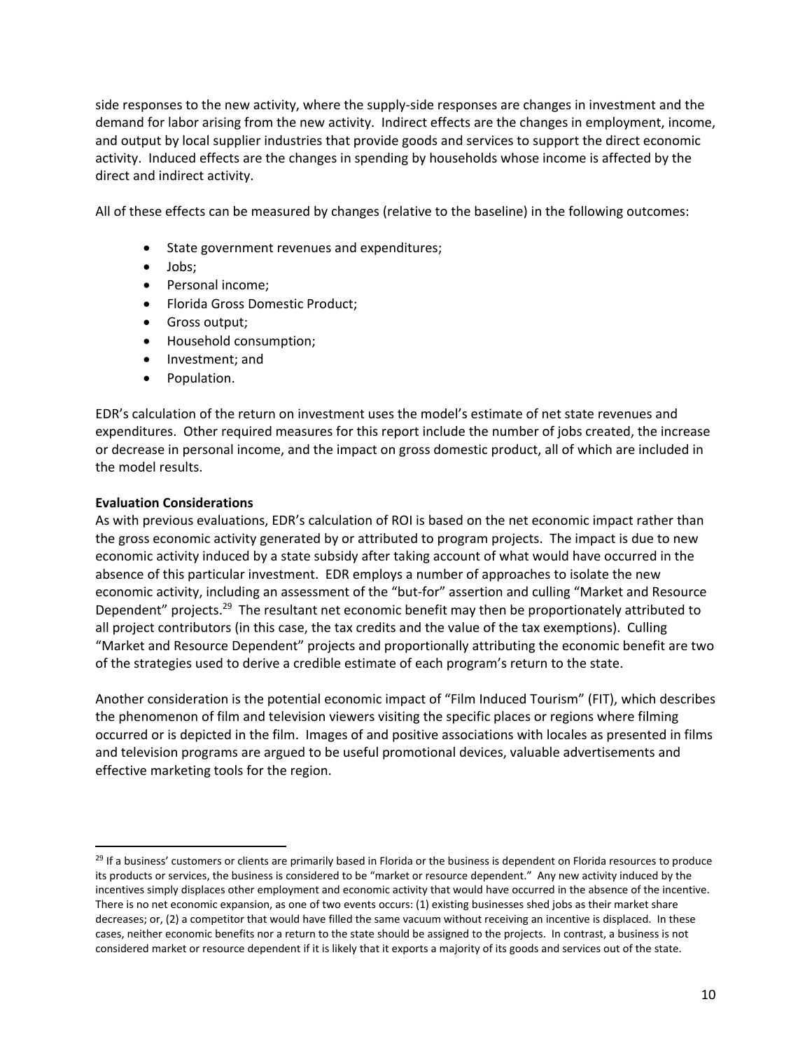side responses to the new activity, where the supply-side responses are changes in investment and the demand for labor arising from the new activity. Indirect effects are the changes in employment, income, and output by local supplier industries that provide goods and services to support the direct economic activity. Induced effects are the changes in spending by households whose income is affected by the direct and indirect activity.

All of these effects can be measured by changes (relative to the baseline) in the following outcomes:

- State government revenues and expenditures;
- Jobs;
- Personal income;
- Florida Gross Domestic Product;
- Gross output;
- Household consumption;
- Investment; and
- Population.

EDR's calculation of the return on investment uses the model's estimate of net state revenues and expenditures. Other required measures for this report include the number of jobs created, the increase or decrease in personal income, and the impact on gross domestic product, all of which are included in the model results.

**Evaluation Considerations**

As with previous evaluations, EDR's calculation of ROI is based on the net economic impact rather than the gross economic activity generated by or attributed to program projects. The impact is due to new economic activity induced by a state subsidy after taking account of what would have occurred in the absence of this particular investment. EDR employs a number of approaches to isolate the new economic activity, including an assessment of the "but-for" assertion and culling "Market and Resource Dependent" projects.[29] The resultant net economic benefit may then be proportionately attributed to all project contributors (in this case, the tax credits and the value of the tax exemptions). Culling "Market and Resource Dependent" projects and proportionally attributing the economic benefit are two of the strategies used to derive a credible estimate of each program's return to the state.

Another consideration is the potential economic impact of "Film Induced Tourism" (FIT), which describes the phenomenon of film and television viewers visiting the specific places or regions where filming occurred or is depicted in the film. Images of and positive associations with locales as presented in films and television programs are argued to be useful promotional devices, valuable advertisements and effective marketing tools for the region.

[29] If a business' customers or clients are primarily based in Florida or the business is dependent on Florida resources to produce its products or services, the business is considered to be "market or resource dependent." Any new activity induced by the incentives simply displaces other employment and economic activity that would have occurred in the absence of the incentive. There is no net economic expansion, as one of two events occurs: (1) existing businesses shed jobs as their market share decreases; or, (2) a competitor that would have filled the same vacuum without receiving an incentive is displaced. In these cases, neither economic benefits nor a return to the state should be assigned to the projects. In contrast, a business is not considered market or resource dependent if it is likely that it exports a majority of its goods and services out of the state.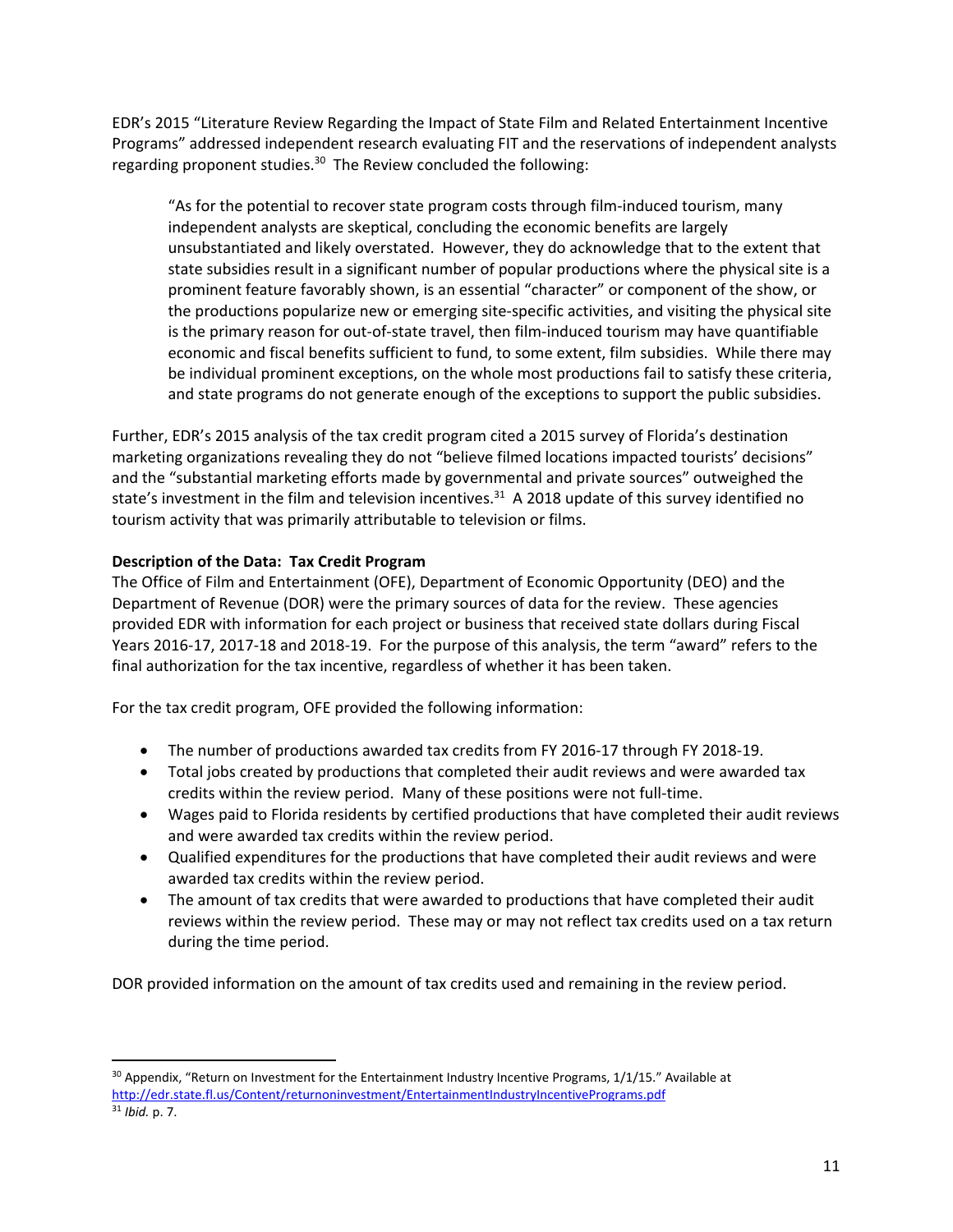EDR's 2015 "Literature Review Regarding the Impact of State Film and Related Entertainment Incentive Programs" addressed independent research evaluating FIT and the reservations of independent analysts regarding proponent studies.[30] The Review concluded the following:

> "As for the potential to recover state program costs through film-induced tourism, many independent analysts are skeptical, concluding the economic benefits are largely unsubstantiated and likely overstated. However, they do acknowledge that to the extent that state subsidies result in a significant number of popular productions where the physical site is a prominent feature favorably shown, is an essential "character" or component of the show, or the productions popularize new or emerging site-specific activities, and visiting the physical site is the primary reason for out-of-state travel, then film-induced tourism may have quantifiable economic and fiscal benefits sufficient to fund, to some extent, film subsidies. While there may be individual prominent exceptions, on the whole most productions fail to satisfy these criteria, and state programs do not generate enough of the exceptions to support the public subsidies.

Further, EDR's 2015 analysis of the tax credit program cited a 2015 survey of Florida's destination marketing organizations revealing they do not "believe filmed locations impacted tourists' decisions" and the "substantial marketing efforts made by governmental and private sources" outweighed the state's investment in the film and television incentives.[31] A 2018 update of this survey identified no tourism activity that was primarily attributable to television or films.

**Description of the Data: Tax Credit Program**

The Office of Film and Entertainment (OFE), Department of Economic Opportunity (DEO) and the Department of Revenue (DOR) were the primary sources of data for the review. These agencies provided EDR with information for each project or business that received state dollars during Fiscal Years 2016-17, 2017-18 and 2018-19. For the purpose of this analysis, the term "award" refers to the final authorization for the tax incentive, regardless of whether it has been taken.

For the tax credit program, OFE provided the following information:

- The number of productions awarded tax credits from FY 2016-17 through FY 2018-19.
- Total jobs created by productions that completed their audit reviews and were awarded tax credits within the review period. Many of these positions were not full-time.
- Wages paid to Florida residents by certified productions that have completed their audit reviews and were awarded tax credits within the review period.
- Qualified expenditures for the productions that have completed their audit reviews and were awarded tax credits within the review period.
- The amount of tax credits that were awarded to productions that have completed their audit reviews within the review period. These may or may not reflect tax credits used on a tax return during the time period.

DOR provided information on the amount of tax credits used and remaining in the review period.

---

[30] Appendix, "Return on Investment for the Entertainment Industry Incentive Programs, 1/1/15." Available at http://edr.state.fl.us/Content/returnoninvestment/EntertainmentIndustryIncentivePrograms.pdf

[31] *Ibid.* p. 7.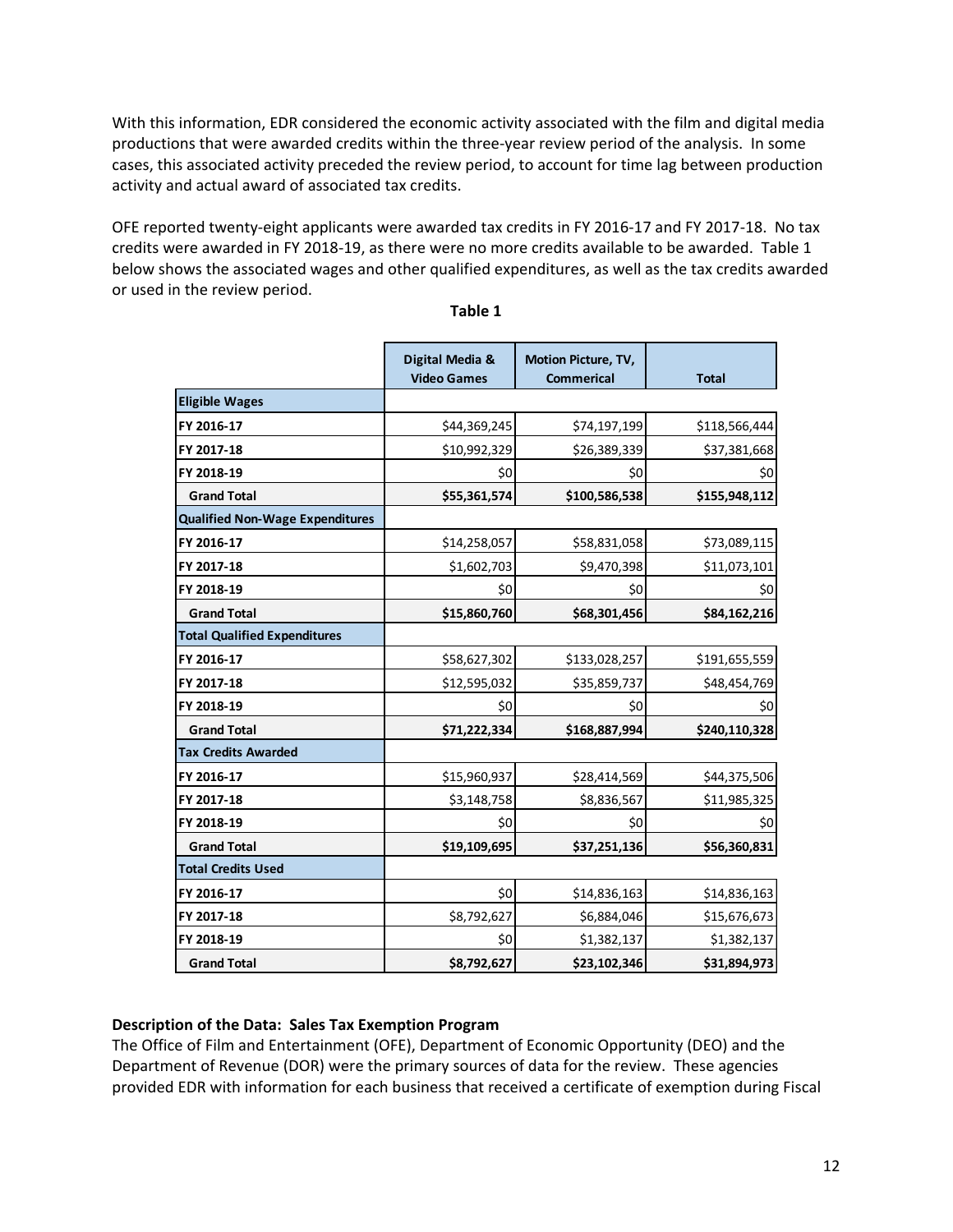With this information, EDR considered the economic activity associated with the film and digital media productions that were awarded credits within the three-year review period of the analysis. In some cases, this associated activity preceded the review period, to account for time lag between production activity and actual award of associated tax credits.

OFE reported twenty-eight applicants were awarded tax credits in FY 2016-17 and FY 2017-18. No tax credits were awarded in FY 2018-19, as there were no more credits available to be awarded. Table 1 below shows the associated wages and other qualified expenditures, as well as the tax credits awarded or used in the review period.

**Table 1**

| | Digital Media & Video Games | Motion Picture, TV, Commerical | Total |
|---|---|---|---|
| **Eligible Wages** | | | |
| **FY 2016-17** | $44,369,245 | $74,197,199 | $118,566,444 |
| **FY 2017-18** | $10,992,329 | $26,389,339 | $37,381,668 |
| **FY 2018-19** | $0 | $0 | $0 |
| **Grand Total** | **$55,361,574** | **$100,586,538** | **$155,948,112** |
| **Qualified Non-Wage Expenditures** | | | |
| **FY 2016-17** | $14,258,057 | $58,831,058 | $73,089,115 |
| **FY 2017-18** | $1,602,703 | $9,470,398 | $11,073,101 |
| **FY 2018-19** | $0 | $0 | $0 |
| **Grand Total** | **$15,860,760** | **$68,301,456** | **$84,162,216** |
| **Total Qualified Expenditures** | | | |
| **FY 2016-17** | $58,627,302 | $133,028,257 | $191,655,559 |
| **FY 2017-18** | $12,595,032 | $35,859,737 | $48,454,769 |
| **FY 2018-19** | $0 | $0 | $0 |
| **Grand Total** | **$71,222,334** | **$168,887,994** | **$240,110,328** |
| **Tax Credits Awarded** | | | |
| **FY 2016-17** | $15,960,937 | $28,414,569 | $44,375,506 |
| **FY 2017-18** | $3,148,758 | $8,836,567 | $11,985,325 |
| **FY 2018-19** | $0 | $0 | $0 |
| **Grand Total** | **$19,109,695** | **$37,251,136** | **$56,360,831** |
| **Total Credits Used** | | | |
| **FY 2016-17** | $0 | $14,836,163 | $14,836,163 |
| **FY 2017-18** | $8,792,627 | $6,884,046 | $15,676,673 |
| **FY 2018-19** | $0 | $1,382,137 | $1,382,137 |
| **Grand Total** | **$8,792,627** | **$23,102,346** | **$31,894,973** |

**Description of the Data: Sales Tax Exemption Program**

The Office of Film and Entertainment (OFE), Department of Economic Opportunity (DEO) and the Department of Revenue (DOR) were the primary sources of data for the review. These agencies provided EDR with information for each business that received a certificate of exemption during Fiscal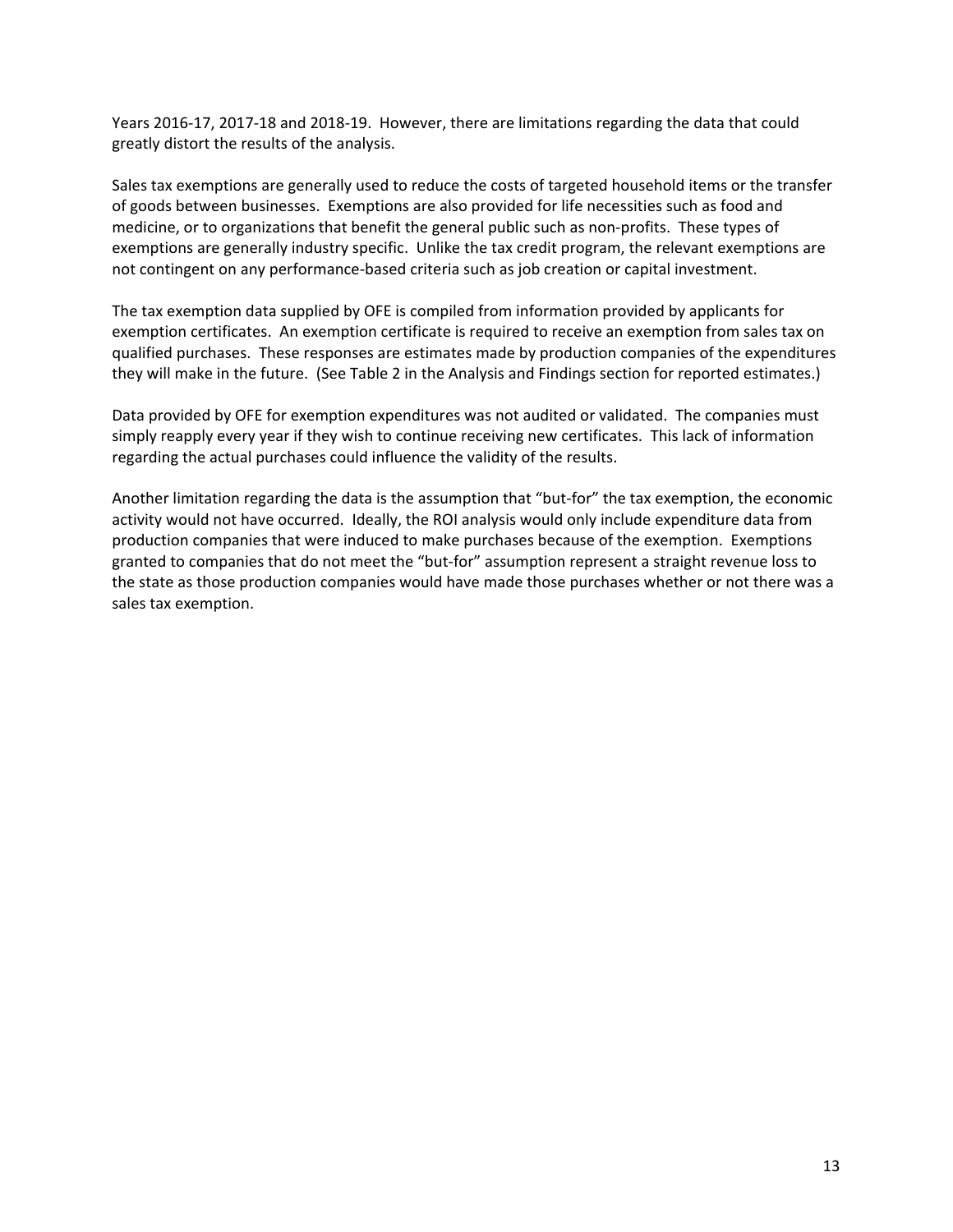Years 2016-17, 2017-18 and 2018-19. However, there are limitations regarding the data that could greatly distort the results of the analysis.

Sales tax exemptions are generally used to reduce the costs of targeted household items or the transfer of goods between businesses. Exemptions are also provided for life necessities such as food and medicine, or to organizations that benefit the general public such as non-profits. These types of exemptions are generally industry specific. Unlike the tax credit program, the relevant exemptions are not contingent on any performance-based criteria such as job creation or capital investment.

The tax exemption data supplied by OFE is compiled from information provided by applicants for exemption certificates. An exemption certificate is required to receive an exemption from sales tax on qualified purchases. These responses are estimates made by production companies of the expenditures they will make in the future. (See Table 2 in the Analysis and Findings section for reported estimates.)

Data provided by OFE for exemption expenditures was not audited or validated. The companies must simply reapply every year if they wish to continue receiving new certificates. This lack of information regarding the actual purchases could influence the validity of the results.

Another limitation regarding the data is the assumption that "but-for" the tax exemption, the economic activity would not have occurred. Ideally, the ROI analysis would only include expenditure data from production companies that were induced to make purchases because of the exemption. Exemptions granted to companies that do not meet the "but-for" assumption represent a straight revenue loss to the state as those production companies would have made those purchases whether or not there was a sales tax exemption.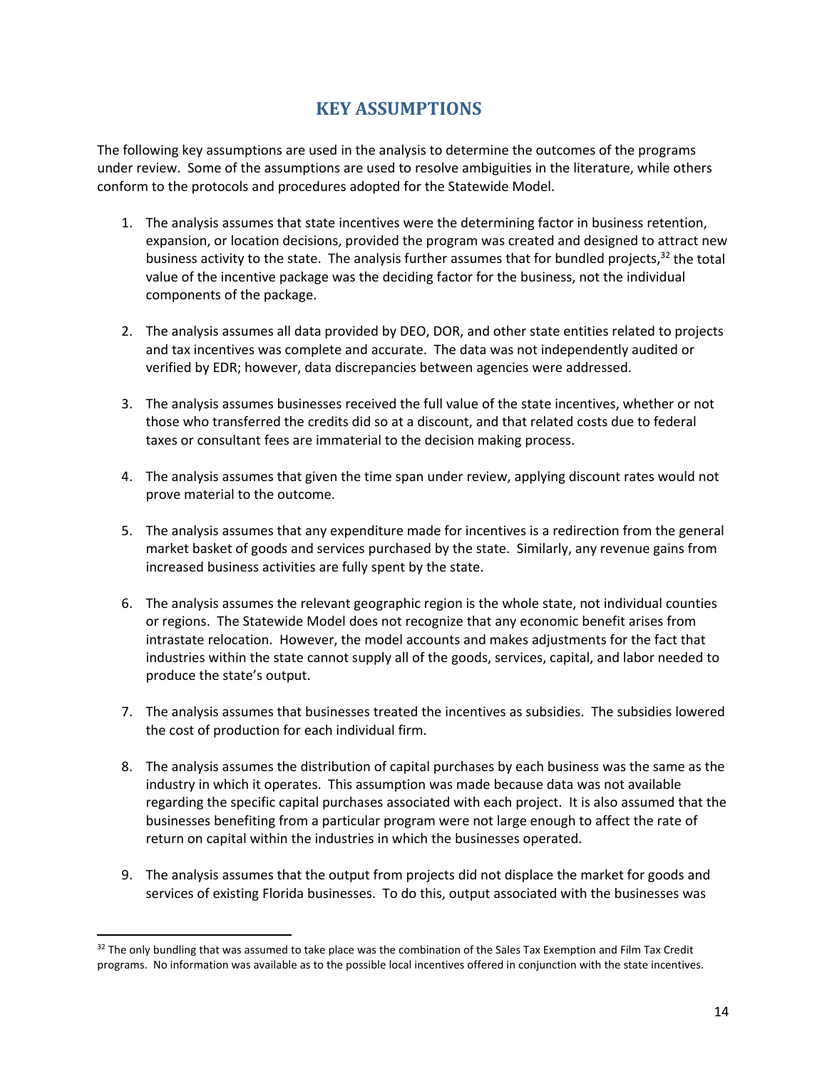## KEY ASSUMPTIONS

The following key assumptions are used in the analysis to determine the outcomes of the programs under review. Some of the assumptions are used to resolve ambiguities in the literature, while others conform to the protocols and procedures adopted for the Statewide Model.

1. The analysis assumes that state incentives were the determining factor in business retention, expansion, or location decisions, provided the program was created and designed to attract new business activity to the state. The analysis further assumes that for bundled projects,[32] the total value of the incentive package was the deciding factor for the business, not the individual components of the package.

2. The analysis assumes all data provided by DEO, DOR, and other state entities related to projects and tax incentives was complete and accurate. The data was not independently audited or verified by EDR; however, data discrepancies between agencies were addressed.

3. The analysis assumes businesses received the full value of the state incentives, whether or not those who transferred the credits did so at a discount, and that related costs due to federal taxes or consultant fees are immaterial to the decision making process.

4. The analysis assumes that given the time span under review, applying discount rates would not prove material to the outcome.

5. The analysis assumes that any expenditure made for incentives is a redirection from the general market basket of goods and services purchased by the state. Similarly, any revenue gains from increased business activities are fully spent by the state.

6. The analysis assumes the relevant geographic region is the whole state, not individual counties or regions. The Statewide Model does not recognize that any economic benefit arises from intrastate relocation. However, the model accounts and makes adjustments for the fact that industries within the state cannot supply all of the goods, services, capital, and labor needed to produce the state's output.

7. The analysis assumes that businesses treated the incentives as subsidies. The subsidies lowered the cost of production for each individual firm.

8. The analysis assumes the distribution of capital purchases by each business was the same as the industry in which it operates. This assumption was made because data was not available regarding the specific capital purchases associated with each project. It is also assumed that the businesses benefiting from a particular program were not large enough to affect the rate of return on capital within the industries in which the businesses operated.

9. The analysis assumes that the output from projects did not displace the market for goods and services of existing Florida businesses. To do this, output associated with the businesses was

[32] The only bundling that was assumed to take place was the combination of the Sales Tax Exemption and Film Tax Credit programs. No information was available as to the possible local incentives offered in conjunction with the state incentives.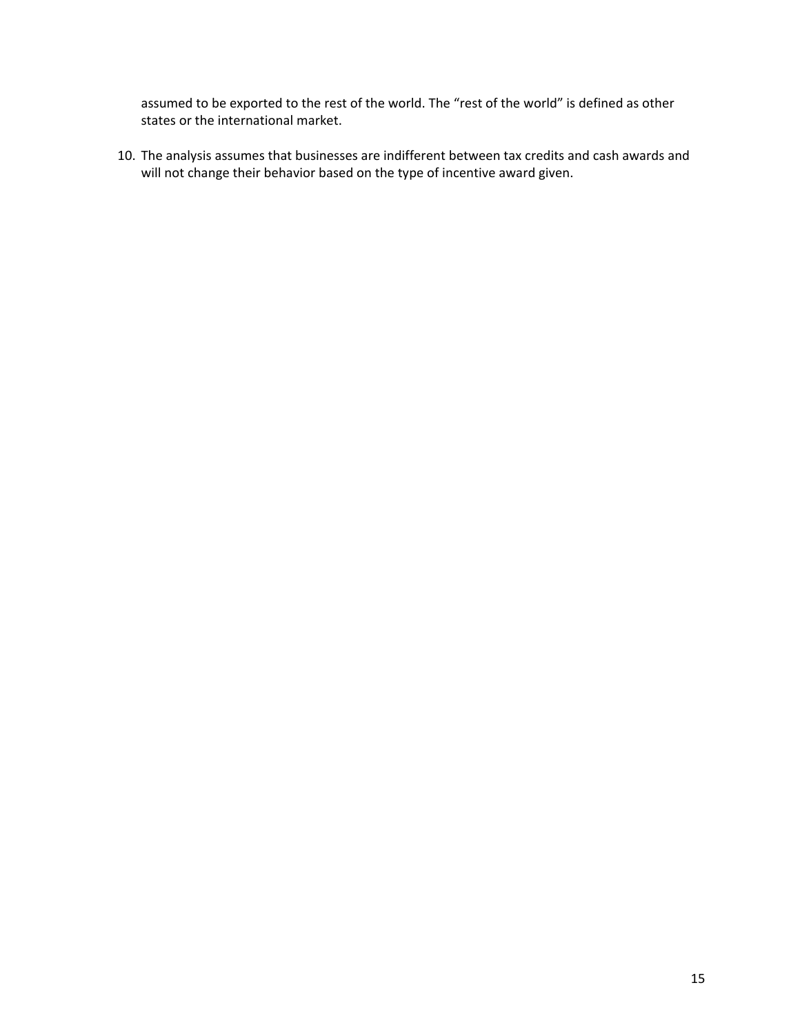assumed to be exported to the rest of the world. The "rest of the world" is defined as other states or the international market.

10. The analysis assumes that businesses are indifferent between tax credits and cash awards and will not change their behavior based on the type of incentive award given.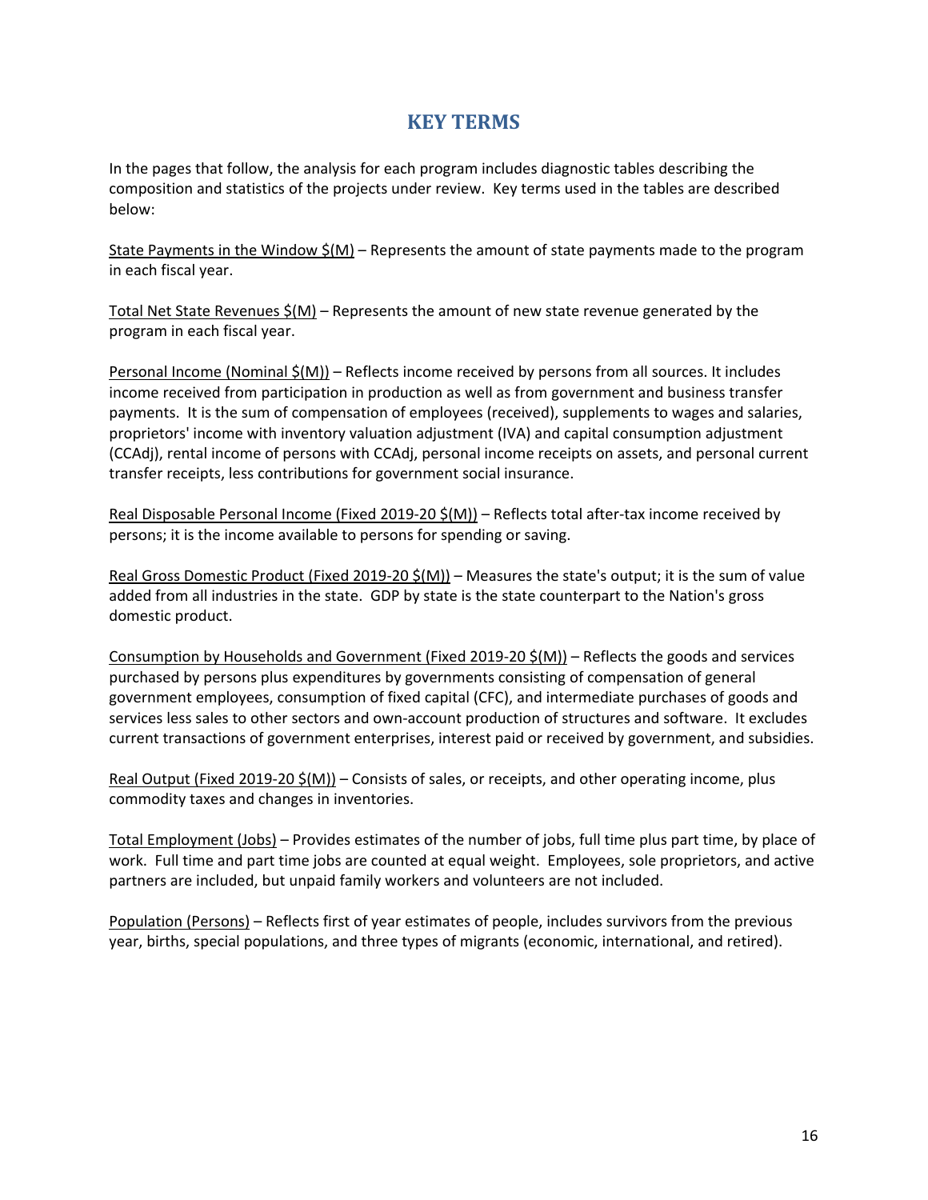## KEY TERMS

In the pages that follow, the analysis for each program includes diagnostic tables describing the composition and statistics of the projects under review. Key terms used in the tables are described below:

<u>State Payments in the Window $(M)</u> – Represents the amount of state payments made to the program in each fiscal year.

<u>Total Net State Revenues $(M)</u> – Represents the amount of new state revenue generated by the program in each fiscal year.

<u>Personal Income (Nominal $(M))</u> – Reflects income received by persons from all sources. It includes income received from participation in production as well as from government and business transfer payments. It is the sum of compensation of employees (received), supplements to wages and salaries, proprietors' income with inventory valuation adjustment (IVA) and capital consumption adjustment (CCAdj), rental income of persons with CCAdj, personal income receipts on assets, and personal current transfer receipts, less contributions for government social insurance.

<u>Real Disposable Personal Income (Fixed 2019-20 $(M))</u> – Reflects total after-tax income received by persons; it is the income available to persons for spending or saving.

<u>Real Gross Domestic Product (Fixed 2019-20 $(M))</u> – Measures the state's output; it is the sum of value added from all industries in the state. GDP by state is the state counterpart to the Nation's gross domestic product.

<u>Consumption by Households and Government (Fixed 2019-20 $(M))</u> – Reflects the goods and services purchased by persons plus expenditures by governments consisting of compensation of general government employees, consumption of fixed capital (CFC), and intermediate purchases of goods and services less sales to other sectors and own-account production of structures and software. It excludes current transactions of government enterprises, interest paid or received by government, and subsidies.

<u>Real Output (Fixed 2019-20 $(M))</u> – Consists of sales, or receipts, and other operating income, plus commodity taxes and changes in inventories.

<u>Total Employment (Jobs)</u> – Provides estimates of the number of jobs, full time plus part time, by place of work. Full time and part time jobs are counted at equal weight. Employees, sole proprietors, and active partners are included, but unpaid family workers and volunteers are not included.

<u>Population (Persons)</u> – Reflects first of year estimates of people, includes survivors from the previous year, births, special populations, and three types of migrants (economic, international, and retired).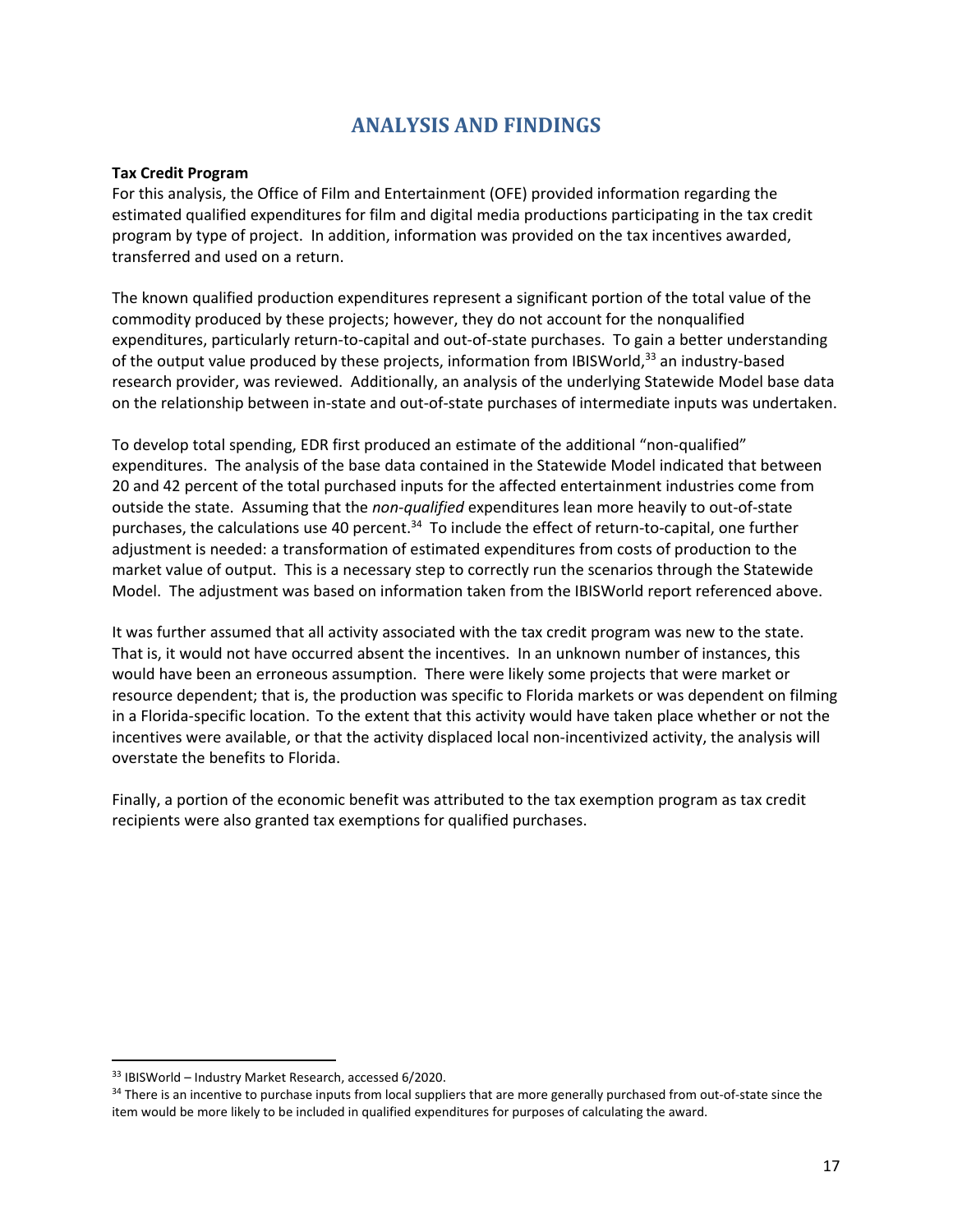# ANALYSIS AND FINDINGS

**Tax Credit Program**

For this analysis, the Office of Film and Entertainment (OFE) provided information regarding the estimated qualified expenditures for film and digital media productions participating in the tax credit program by type of project. In addition, information was provided on the tax incentives awarded, transferred and used on a return.

The known qualified production expenditures represent a significant portion of the total value of the commodity produced by these projects; however, they do not account for the nonqualified expenditures, particularly return-to-capital and out-of-state purchases. To gain a better understanding of the output value produced by these projects, information from IBISWorld,[33] an industry-based research provider, was reviewed. Additionally, an analysis of the underlying Statewide Model base data on the relationship between in-state and out-of-state purchases of intermediate inputs was undertaken.

To develop total spending, EDR first produced an estimate of the additional "non-qualified" expenditures. The analysis of the base data contained in the Statewide Model indicated that between 20 and 42 percent of the total purchased inputs for the affected entertainment industries come from outside the state. Assuming that the *non-qualified* expenditures lean more heavily to out-of-state purchases, the calculations use 40 percent.[34] To include the effect of return-to-capital, one further adjustment is needed: a transformation of estimated expenditures from costs of production to the market value of output. This is a necessary step to correctly run the scenarios through the Statewide Model. The adjustment was based on information taken from the IBISWorld report referenced above.

It was further assumed that all activity associated with the tax credit program was new to the state. That is, it would not have occurred absent the incentives. In an unknown number of instances, this would have been an erroneous assumption. There were likely some projects that were market or resource dependent; that is, the production was specific to Florida markets or was dependent on filming in a Florida-specific location. To the extent that this activity would have taken place whether or not the incentives were available, or that the activity displaced local non-incentivized activity, the analysis will overstate the benefits to Florida.

Finally, a portion of the economic benefit was attributed to the tax exemption program as tax credit recipients were also granted tax exemptions for qualified purchases.

---

[33] IBISWorld – Industry Market Research, accessed 6/2020.

[34] There is an incentive to purchase inputs from local suppliers that are more generally purchased from out-of-state since the item would be more likely to be included in qualified expenditures for purposes of calculating the award.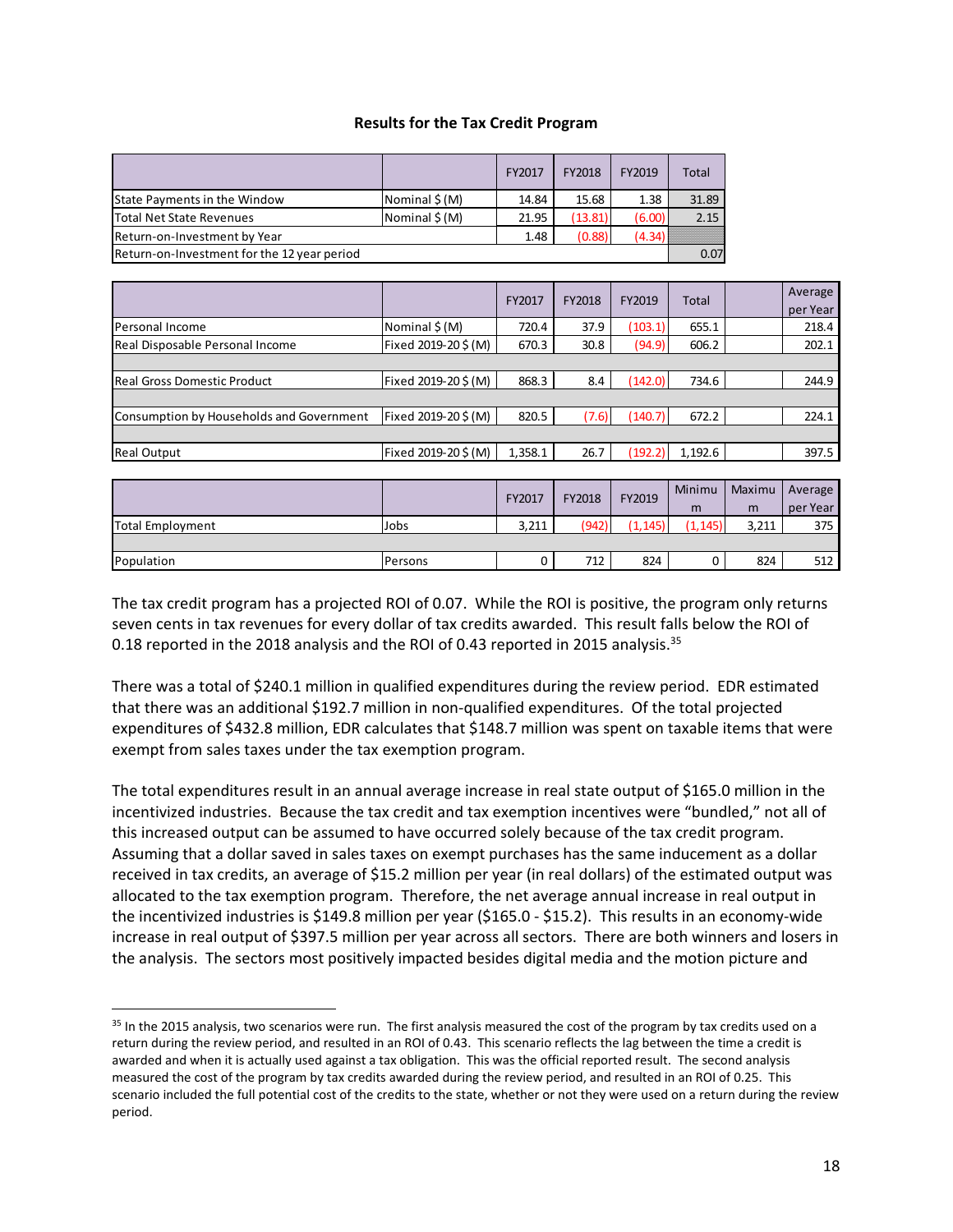**Results for the Tax Credit Program**

| | | FY2017 | FY2018 | FY2019 | Total |
|---|---|---|---|---|---|
| State Payments in the Window | Nominal $ (M) | 14.84 | 15.68 | 1.38 | 31.89 |
| Total Net State Revenues | Nominal $ (M) | 21.95 | (13.81) | (6.00) | 2.15 |
| Return-on-Investment by Year | | 1.48 | (0.88) | (4.34) | |
| Return-on-Investment for the 12 year period | | | | | 0.07 |

| | | FY2017 | FY2018 | FY2019 | Total | | Average per Year |
|---|---|---|---|---|---|---|---|
| Personal Income | Nominal $ (M) | 720.4 | 37.9 | (103.1) | 655.1 | | 218.4 |
| Real Disposable Personal Income | Fixed 2019-20 $ (M) | 670.3 | 30.8 | (94.9) | 606.2 | | 202.1 |
| | | | | | | | |
| Real Gross Domestic Product | Fixed 2019-20 $ (M) | 868.3 | 8.4 | (142.0) | 734.6 | | 244.9 |
| | | | | | | | |
| Consumption by Households and Government | Fixed 2019-20 $ (M) | 820.5 | (7.6) | (140.7) | 672.2 | | 224.1 |
| | | | | | | | |
| Real Output | Fixed 2019-20 $ (M) | 1,358.1 | 26.7 | (192.2) | 1,192.6 | | 397.5 |

| | | FY2017 | FY2018 | FY2019 | Minimum | Maximum | Average per Year |
|---|---|---|---|---|---|---|---|
| Total Employment | Jobs | 3,211 | (942) | (1,145) | (1,145) | 3,211 | 375 |
| | | | | | | | |
| Population | Persons | 0 | 712 | 824 | 0 | 824 | 512 |

The tax credit program has a projected ROI of 0.07. While the ROI is positive, the program only returns seven cents in tax revenues for every dollar of tax credits awarded. This result falls below the ROI of 0.18 reported in the 2018 analysis and the ROI of 0.43 reported in 2015 analysis.[35]

There was a total of $240.1 million in qualified expenditures during the review period. EDR estimated that there was an additional $192.7 million in non-qualified expenditures. Of the total projected expenditures of $432.8 million, EDR calculates that $148.7 million was spent on taxable items that were exempt from sales taxes under the tax exemption program.

The total expenditures result in an annual average increase in real state output of $165.0 million in the incentivized industries. Because the tax credit and tax exemption incentives were "bundled," not all of this increased output can be assumed to have occurred solely because of the tax credit program. Assuming that a dollar saved in sales taxes on exempt purchases has the same inducement as a dollar received in tax credits, an average of $15.2 million per year (in real dollars) of the estimated output was allocated to the tax exemption program. Therefore, the net average annual increase in real output in the incentivized industries is $149.8 million per year ($165.0 - $15.2). This results in an economy-wide increase in real output of $397.5 million per year across all sectors. There are both winners and losers in the analysis. The sectors most positively impacted besides digital media and the motion picture and

[35] In the 2015 analysis, two scenarios were run. The first analysis measured the cost of the program by tax credits used on a return during the review period, and resulted in an ROI of 0.43. This scenario reflects the lag between the time a credit is awarded and when it is actually used against a tax obligation. This was the official reported result. The second analysis measured the cost of the program by tax credits awarded during the review period, and resulted in an ROI of 0.25. This scenario included the full potential cost of the credits to the state, whether or not they were used on a return during the review period.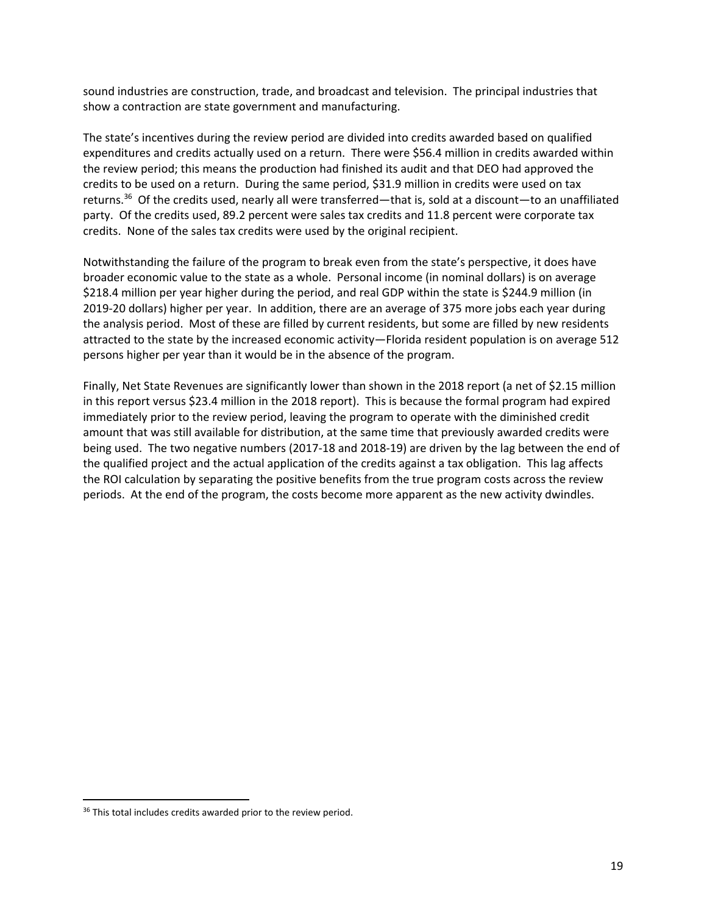sound industries are construction, trade, and broadcast and television. The principal industries that show a contraction are state government and manufacturing.

The state's incentives during the review period are divided into credits awarded based on qualified expenditures and credits actually used on a return. There were $56.4 million in credits awarded within the review period; this means the production had finished its audit and that DEO had approved the credits to be used on a return. During the same period, $31.9 million in credits were used on tax returns.[36] Of the credits used, nearly all were transferred—that is, sold at a discount—to an unaffiliated party. Of the credits used, 89.2 percent were sales tax credits and 11.8 percent were corporate tax credits. None of the sales tax credits were used by the original recipient.

Notwithstanding the failure of the program to break even from the state's perspective, it does have broader economic value to the state as a whole. Personal income (in nominal dollars) is on average $218.4 million per year higher during the period, and real GDP within the state is $244.9 million (in 2019-20 dollars) higher per year. In addition, there are an average of 375 more jobs each year during the analysis period. Most of these are filled by current residents, but some are filled by new residents attracted to the state by the increased economic activity—Florida resident population is on average 512 persons higher per year than it would be in the absence of the program.

Finally, Net State Revenues are significantly lower than shown in the 2018 report (a net of $2.15 million in this report versus $23.4 million in the 2018 report). This is because the formal program had expired immediately prior to the review period, leaving the program to operate with the diminished credit amount that was still available for distribution, at the same time that previously awarded credits were being used. The two negative numbers (2017-18 and 2018-19) are driven by the lag between the end of the qualified project and the actual application of the credits against a tax obligation. This lag affects the ROI calculation by separating the positive benefits from the true program costs across the review periods. At the end of the program, the costs become more apparent as the new activity dwindles.

[36] This total includes credits awarded prior to the review period.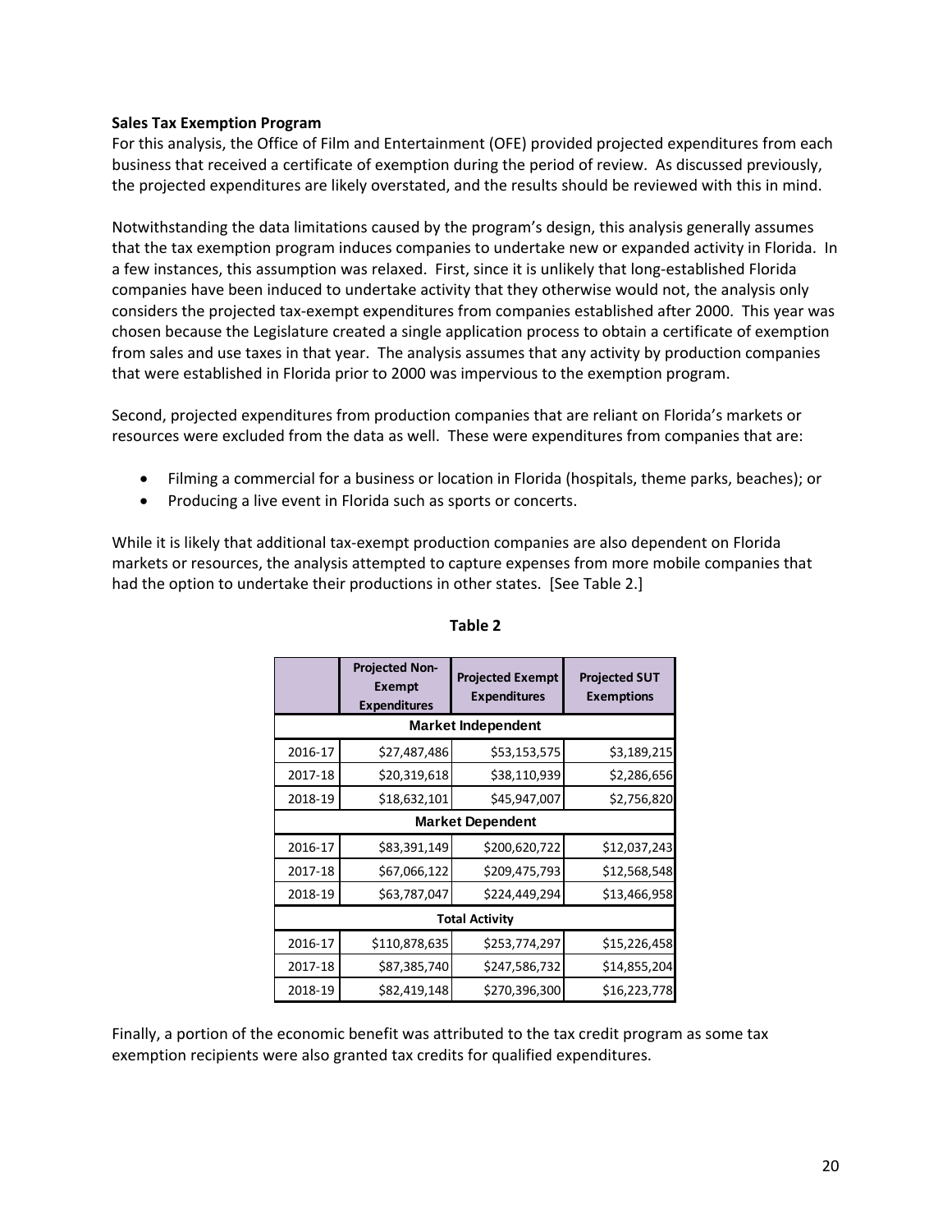**Sales Tax Exemption Program**

For this analysis, the Office of Film and Entertainment (OFE) provided projected expenditures from each business that received a certificate of exemption during the period of review. As discussed previously, the projected expenditures are likely overstated, and the results should be reviewed with this in mind.

Notwithstanding the data limitations caused by the program's design, this analysis generally assumes that the tax exemption program induces companies to undertake new or expanded activity in Florida. In a few instances, this assumption was relaxed. First, since it is unlikely that long-established Florida companies have been induced to undertake activity that they otherwise would not, the analysis only considers the projected tax-exempt expenditures from companies established after 2000. This year was chosen because the Legislature created a single application process to obtain a certificate of exemption from sales and use taxes in that year. The analysis assumes that any activity by production companies that were established in Florida prior to 2000 was impervious to the exemption program.

Second, projected expenditures from production companies that are reliant on Florida's markets or resources were excluded from the data as well. These were expenditures from companies that are:

- Filming a commercial for a business or location in Florida (hospitals, theme parks, beaches); or
- Producing a live event in Florida such as sports or concerts.

While it is likely that additional tax-exempt production companies are also dependent on Florida markets or resources, the analysis attempted to capture expenses from more mobile companies that had the option to undertake their productions in other states. [See Table 2.]

**Table 2**

| | Projected Non-Exempt Expenditures | Projected Exempt Expenditures | Projected SUT Exemptions |
|---|---|---|---|
| **Market Independent** | | | |
| 2016-17 | $27,487,486 | $53,153,575 | $3,189,215 |
| 2017-18 | $20,319,618 | $38,110,939 | $2,286,656 |
| 2018-19 | $18,632,101 | $45,947,007 | $2,756,820 |
| **Market Dependent** | | | |
| 2016-17 | $83,391,149 | $200,620,722 | $12,037,243 |
| 2017-18 | $67,066,122 | $209,475,793 | $12,568,548 |
| 2018-19 | $63,787,047 | $224,449,294 | $13,466,958 |
| **Total Activity** | | | |
| 2016-17 | $110,878,635 | $253,774,297 | $15,226,458 |
| 2017-18 | $87,385,740 | $247,586,732 | $14,855,204 |
| 2018-19 | $82,419,148 | $270,396,300 | $16,223,778 |

Finally, a portion of the economic benefit was attributed to the tax credit program as some tax exemption recipients were also granted tax credits for qualified expenditures.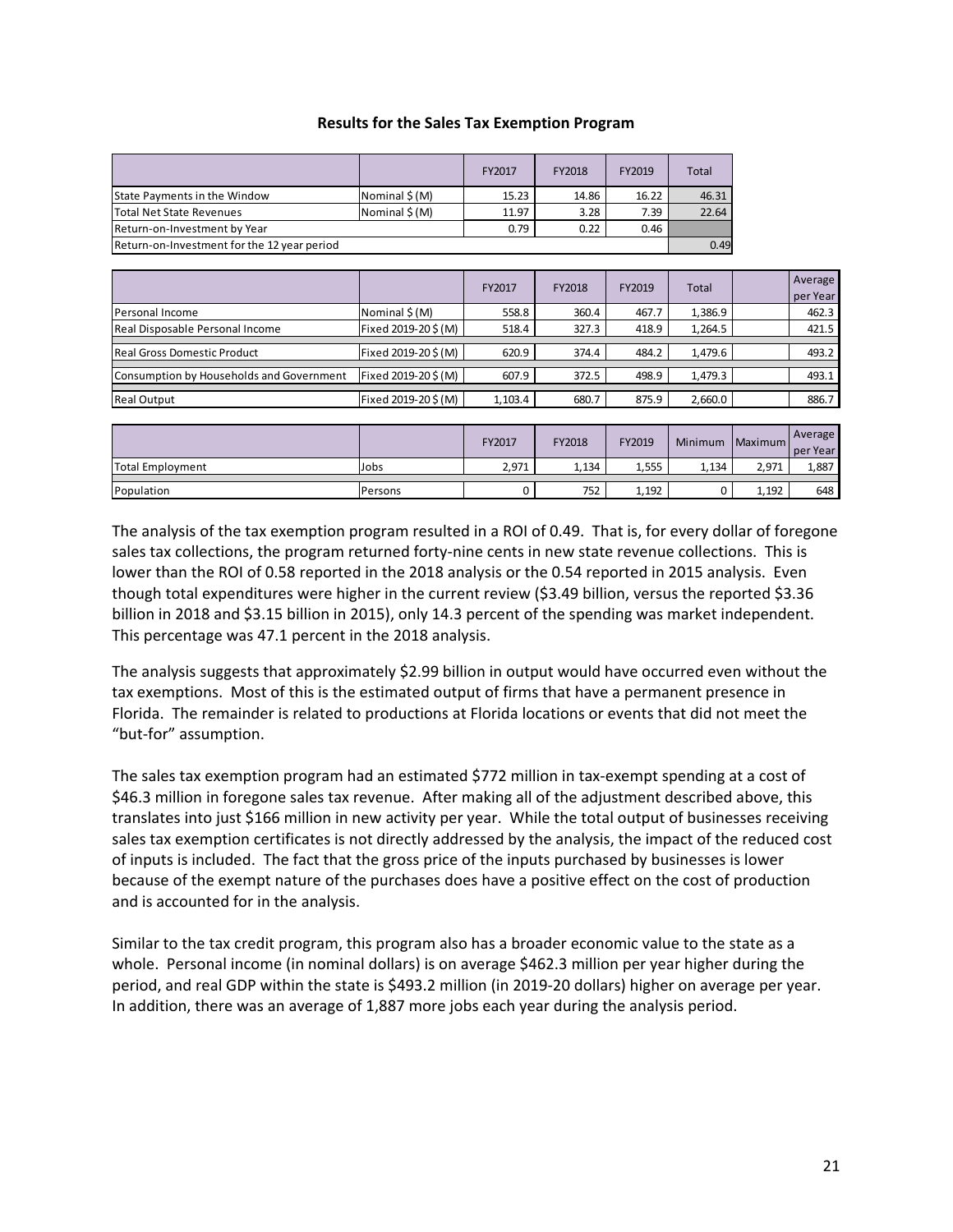**Results for the Sales Tax Exemption Program**

| | | FY2017 | FY2018 | FY2019 | Total |
|---|---|---|---|---|---|
| State Payments in the Window | Nominal $ (M) | 15.23 | 14.86 | 16.22 | 46.31 |
| Total Net State Revenues | Nominal $ (M) | 11.97 | 3.28 | 7.39 | 22.64 |
| Return-on-Investment by Year | | 0.79 | 0.22 | 0.46 | |
| Return-on-Investment for the 12 year period | | | | | 0.49 |

| | | FY2017 | FY2018 | FY2019 | Total | | Average per Year |
|---|---|---|---|---|---|---|---|
| Personal Income | Nominal $ (M) | 558.8 | 360.4 | 467.7 | 1,386.9 | | 462.3 |
| Real Disposable Personal Income | Fixed 2019-20 $ (M) | 518.4 | 327.3 | 418.9 | 1,264.5 | | 421.5 |
| Real Gross Domestic Product | Fixed 2019-20 $ (M) | 620.9 | 374.4 | 484.2 | 1,479.6 | | 493.2 |
| Consumption by Households and Government | Fixed 2019-20 $ (M) | 607.9 | 372.5 | 498.9 | 1,479.3 | | 493.1 |
| Real Output | Fixed 2019-20 $ (M) | 1,103.4 | 680.7 | 875.9 | 2,660.0 | | 886.7 |

| | | FY2017 | FY2018 | FY2019 | Minimum | Maximum | Average per Year |
|---|---|---|---|---|---|---|---|
| Total Employment | Jobs | 2,971 | 1,134 | 1,555 | 1,134 | 2,971 | 1,887 |
| Population | Persons | 0 | 752 | 1,192 | 0 | 1,192 | 648 |

The analysis of the tax exemption program resulted in a ROI of 0.49. That is, for every dollar of foregone sales tax collections, the program returned forty-nine cents in new state revenue collections. This is lower than the ROI of 0.58 reported in the 2018 analysis or the 0.54 reported in 2015 analysis. Even though total expenditures were higher in the current review ($3.49 billion, versus the reported $3.36 billion in 2018 and $3.15 billion in 2015), only 14.3 percent of the spending was market independent. This percentage was 47.1 percent in the 2018 analysis.

The analysis suggests that approximately $2.99 billion in output would have occurred even without the tax exemptions. Most of this is the estimated output of firms that have a permanent presence in Florida. The remainder is related to productions at Florida locations or events that did not meet the "but-for" assumption.

The sales tax exemption program had an estimated $772 million in tax-exempt spending at a cost of $46.3 million in foregone sales tax revenue. After making all of the adjustment described above, this translates into just $166 million in new activity per year. While the total output of businesses receiving sales tax exemption certificates is not directly addressed by the analysis, the impact of the reduced cost of inputs is included. The fact that the gross price of the inputs purchased by businesses is lower because of the exempt nature of the purchases does have a positive effect on the cost of production and is accounted for in the analysis.

Similar to the tax credit program, this program also has a broader economic value to the state as a whole. Personal income (in nominal dollars) is on average $462.3 million per year higher during the period, and real GDP within the state is $493.2 million (in 2019-20 dollars) higher on average per year. In addition, there was an average of 1,887 more jobs each year during the analysis period.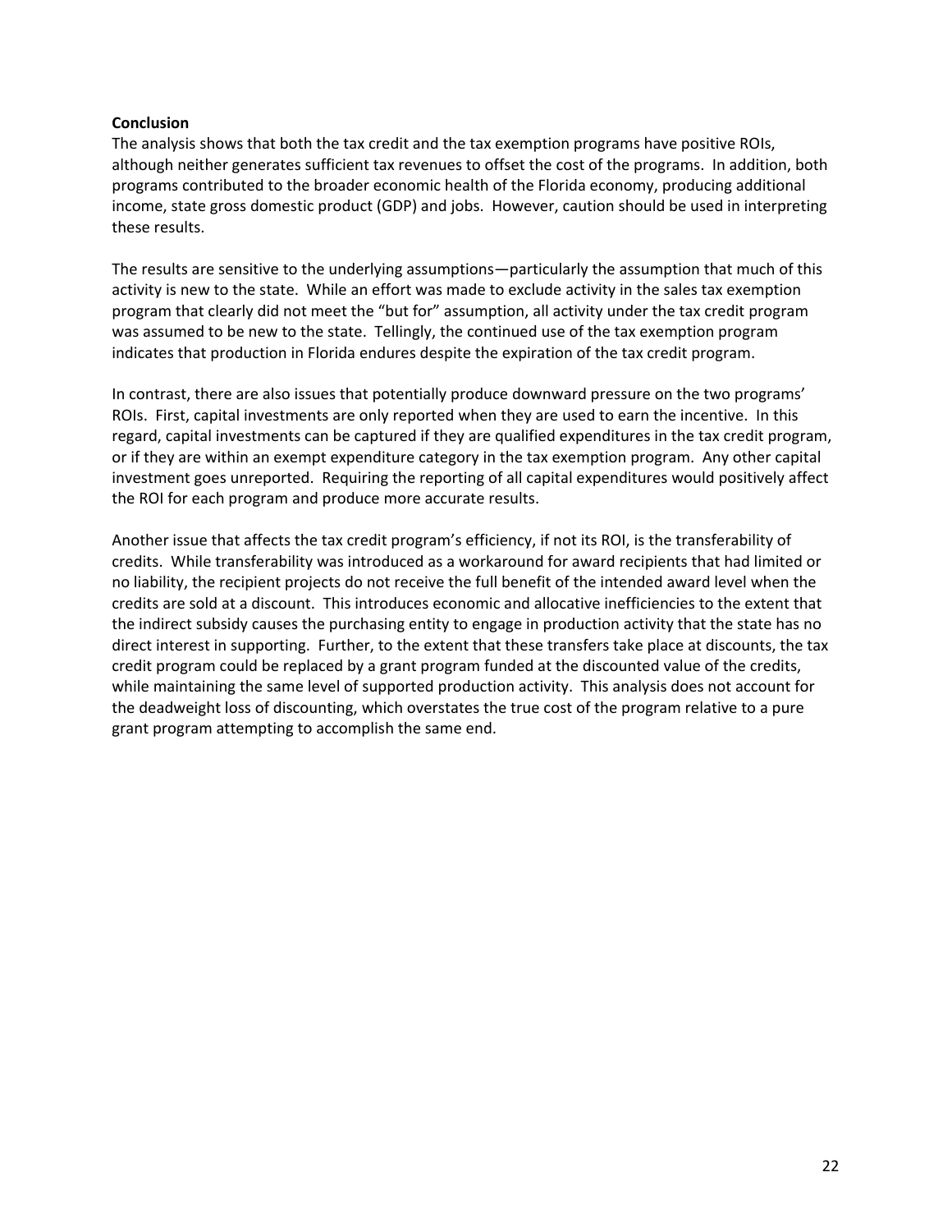**Conclusion**

The analysis shows that both the tax credit and the tax exemption programs have positive ROIs, although neither generates sufficient tax revenues to offset the cost of the programs. In addition, both programs contributed to the broader economic health of the Florida economy, producing additional income, state gross domestic product (GDP) and jobs. However, caution should be used in interpreting these results.

The results are sensitive to the underlying assumptions—particularly the assumption that much of this activity is new to the state. While an effort was made to exclude activity in the sales tax exemption program that clearly did not meet the "but for" assumption, all activity under the tax credit program was assumed to be new to the state. Tellingly, the continued use of the tax exemption program indicates that production in Florida endures despite the expiration of the tax credit program.

In contrast, there are also issues that potentially produce downward pressure on the two programs' ROIs. First, capital investments are only reported when they are used to earn the incentive. In this regard, capital investments can be captured if they are qualified expenditures in the tax credit program, or if they are within an exempt expenditure category in the tax exemption program. Any other capital investment goes unreported. Requiring the reporting of all capital expenditures would positively affect the ROI for each program and produce more accurate results.

Another issue that affects the tax credit program's efficiency, if not its ROI, is the transferability of credits. While transferability was introduced as a workaround for award recipients that had limited or no liability, the recipient projects do not receive the full benefit of the intended award level when the credits are sold at a discount. This introduces economic and allocative inefficiencies to the extent that the indirect subsidy causes the purchasing entity to engage in production activity that the state has no direct interest in supporting. Further, to the extent that these transfers take place at discounts, the tax credit program could be replaced by a grant program funded at the discounted value of the credits, while maintaining the same level of supported production activity. This analysis does not account for the deadweight loss of discounting, which overstates the true cost of the program relative to a pure grant program attempting to accomplish the same end.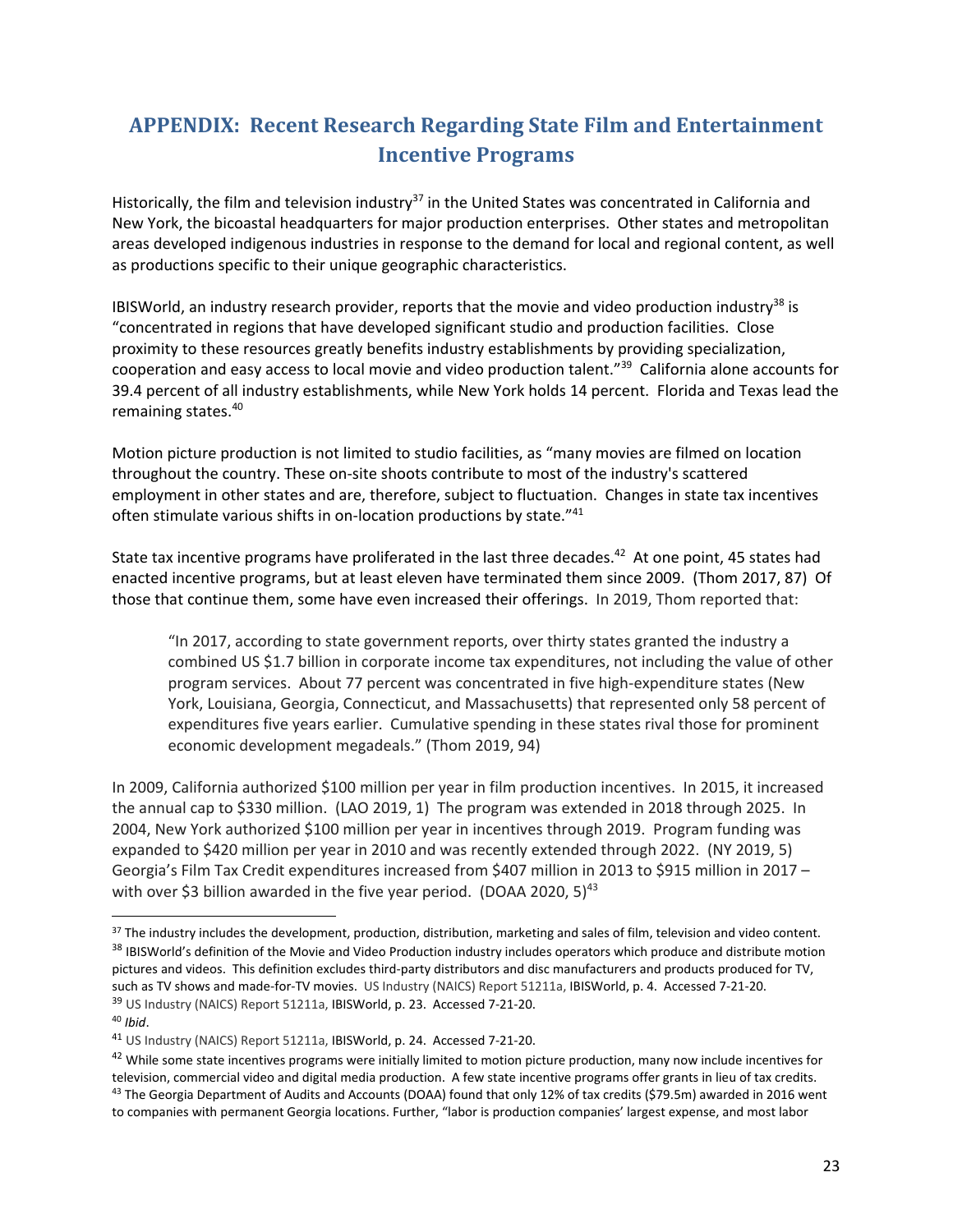## APPENDIX: Recent Research Regarding State Film and Entertainment Incentive Programs

Historically, the film and television industry[37] in the United States was concentrated in California and New York, the bicoastal headquarters for major production enterprises. Other states and metropolitan areas developed indigenous industries in response to the demand for local and regional content, as well as productions specific to their unique geographic characteristics.

IBISWorld, an industry research provider, reports that the movie and video production industry[38] is "concentrated in regions that have developed significant studio and production facilities. Close proximity to these resources greatly benefits industry establishments by providing specialization, cooperation and easy access to local movie and video production talent."[39] California alone accounts for 39.4 percent of all industry establishments, while New York holds 14 percent. Florida and Texas lead the remaining states.[40]

Motion picture production is not limited to studio facilities, as "many movies are filmed on location throughout the country. These on-site shoots contribute to most of the industry's scattered employment in other states and are, therefore, subject to fluctuation. Changes in state tax incentives often stimulate various shifts in on-location productions by state."[41]

State tax incentive programs have proliferated in the last three decades.[42] At one point, 45 states had enacted incentive programs, but at least eleven have terminated them since 2009. (Thom 2017, 87) Of those that continue them, some have even increased their offerings. In 2019, Thom reported that:

> "In 2017, according to state government reports, over thirty states granted the industry a combined US $1.7 billion in corporate income tax expenditures, not including the value of other program services. About 77 percent was concentrated in five high-expenditure states (New York, Louisiana, Georgia, Connecticut, and Massachusetts) that represented only 58 percent of expenditures five years earlier. Cumulative spending in these states rival those for prominent economic development megadeals." (Thom 2019, 94)

In 2009, California authorized $100 million per year in film production incentives. In 2015, it increased the annual cap to $330 million. (LAO 2019, 1) The program was extended in 2018 through 2025. In 2004, New York authorized $100 million per year in incentives through 2019. Program funding was expanded to $420 million per year in 2010 and was recently extended through 2022. (NY 2019, 5) Georgia's Film Tax Credit expenditures increased from $407 million in 2013 to $915 million in 2017 – with over $3 billion awarded in the five year period. (DOAA 2020, 5)[43]

---

[37] The industry includes the development, production, distribution, marketing and sales of film, television and video content.

[38] IBISWorld's definition of the Movie and Video Production industry includes operators which produce and distribute motion pictures and videos. This definition excludes third-party distributors and disc manufacturers and products produced for TV, such as TV shows and made-for-TV movies. US Industry (NAICS) Report 51211a, IBISWorld, p. 4. Accessed 7-21-20.

[39] US Industry (NAICS) Report 51211a, IBISWorld, p. 23. Accessed 7-21-20.

[40] *Ibid*.

[41] US Industry (NAICS) Report 51211a, IBISWorld, p. 24. Accessed 7-21-20.

[42] While some state incentives programs were initially limited to motion picture production, many now include incentives for television, commercial video and digital media production. A few state incentive programs offer grants in lieu of tax credits.

[43] The Georgia Department of Audits and Accounts (DOAA) found that only 12% of tax credits ($79.5m) awarded in 2016 went to companies with permanent Georgia locations. Further, "labor is production companies' largest expense, and most labor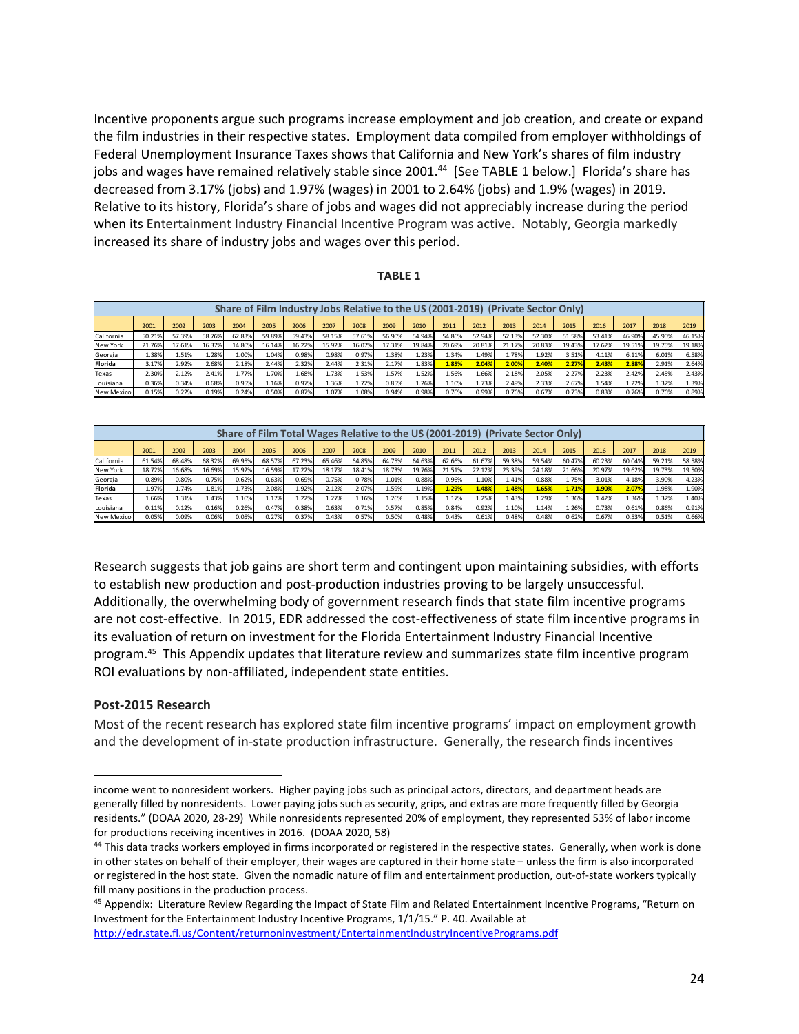Incentive proponents argue such programs increase employment and job creation, and create or expand the film industries in their respective states. Employment data compiled from employer withholdings of Federal Unemployment Insurance Taxes shows that California and New York's shares of film industry jobs and wages have remained relatively stable since 2001.[44] [See TABLE 1 below.] Florida's share has decreased from 3.17% (jobs) and 1.97% (wages) in 2001 to 2.64% (jobs) and 1.9% (wages) in 2019. Relative to its history, Florida's share of jobs and wages did not appreciably increase during the period when its Entertainment Industry Financial Incentive Program was active. Notably, Georgia markedly increased its share of industry jobs and wages over this period.

**TABLE 1**

| Share of Film Industry Jobs Relative to the US (2001-2019) (Private Sector Only) | | | | | | | | | | | | | | | | | | | |
|---|---|---|---|---|---|---|---|---|---|---|---|---|---|---|---|---|---|---|---|
| | 2001 | 2002 | 2003 | 2004 | 2005 | 2006 | 2007 | 2008 | 2009 | 2010 | 2011 | 2012 | 2013 | 2014 | 2015 | 2016 | 2017 | 2018 | 2019 |
| California | 50.21% | 57.39% | 58.76% | 62.83% | 59.89% | 59.43% | 58.15% | 57.61% | 56.90% | 54.94% | 54.86% | 52.94% | 52.13% | 52.30% | 51.58% | 53.41% | 46.90% | 45.90% | 46.15% |
| New York | 21.76% | 17.61% | 16.37% | 14.80% | 16.14% | 16.22% | 15.92% | 16.07% | 17.31% | 19.84% | 20.69% | 20.81% | 21.17% | 20.83% | 19.43% | 17.62% | 19.51% | 19.75% | 19.18% |
| Georgia | 1.38% | 1.51% | 1.28% | 1.00% | 1.04% | 0.98% | 0.98% | 0.97% | 1.38% | 1.23% | 1.34% | 1.49% | 1.78% | 1.92% | 3.51% | 4.11% | 6.11% | 6.01% | 6.58% |
| **Florida** | 3.17% | 2.92% | 2.68% | 2.18% | 2.44% | 2.32% | 2.44% | 2.31% | 2.17% | 1.83% | **1.85%** | **2.04%** | **2.00%** | **2.40%** | **2.27%** | **2.43%** | **2.88%** | 2.91% | 2.64% |
| Texas | 2.30% | 2.12% | 2.41% | 1.77% | 1.70% | 1.68% | 1.73% | 1.53% | 1.57% | 1.52% | 1.56% | 1.66% | 2.18% | 2.05% | 2.27% | 2.23% | 2.42% | 2.45% | 2.43% |
| Louisiana | 0.36% | 0.34% | 0.68% | 0.95% | 1.16% | 0.97% | 1.36% | 1.72% | 0.85% | 1.26% | 1.10% | 1.73% | 2.49% | 2.33% | 2.67% | 1.54% | 1.22% | 1.32% | 1.39% |
| New Mexico | 0.15% | 0.22% | 0.19% | 0.24% | 0.50% | 0.87% | 1.07% | 1.08% | 0.94% | 0.98% | 0.76% | 0.99% | 0.76% | 0.67% | 0.73% | 0.83% | 0.76% | 0.76% | 0.89% |

| Share of Film Total Wages Relative to the US (2001-2019) (Private Sector Only) | | | | | | | | | | | | | | | | | | | |
|---|---|---|---|---|---|---|---|---|---|---|---|---|---|---|---|---|---|---|---|
| | 2001 | 2002 | 2003 | 2004 | 2005 | 2006 | 2007 | 2008 | 2009 | 2010 | 2011 | 2012 | 2013 | 2014 | 2015 | 2016 | 2017 | 2018 | 2019 |
| California | 61.54% | 68.48% | 68.32% | 69.95% | 68.57% | 67.23% | 65.46% | 64.85% | 64.75% | 64.63% | 62.66% | 61.67% | 59.38% | 59.54% | 60.47% | 60.23% | 60.04% | 59.21% | 58.58% |
| New York | 18.72% | 16.68% | 16.69% | 15.92% | 16.59% | 17.22% | 18.17% | 18.41% | 18.73% | 19.76% | 21.51% | 22.12% | 23.39% | 24.18% | 21.66% | 20.97% | 19.62% | 19.73% | 19.50% |
| Georgia | 0.89% | 0.80% | 0.75% | 0.62% | 0.63% | 0.69% | 0.75% | 0.78% | 1.01% | 0.88% | 0.96% | 1.10% | 1.41% | 0.88% | 1.75% | 3.01% | 4.18% | 3.90% | 4.23% |
| **Florida** | 1.97% | 1.74% | 1.81% | 1.73% | 2.08% | 1.92% | 2.12% | 2.07% | 1.59% | 1.19% | **1.29%** | **1.48%** | **1.48%** | **1.65%** | **1.71%** | **1.90%** | **2.07%** | 1.98% | 1.90% |
| Texas | 1.66% | 1.31% | 1.43% | 1.10% | 1.17% | 1.22% | 1.27% | 1.16% | 1.26% | 1.15% | 1.17% | 1.25% | 1.43% | 1.29% | 1.36% | 1.42% | 1.36% | 1.32% | 1.40% |
| Louisiana | 0.11% | 0.12% | 0.16% | 0.26% | 0.47% | 0.38% | 0.63% | 0.71% | 0.57% | 0.85% | 0.84% | 0.92% | 1.10% | 1.14% | 1.26% | 0.73% | 0.61% | 0.86% | 0.91% |
| New Mexico | 0.05% | 0.09% | 0.06% | 0.05% | 0.27% | 0.37% | 0.43% | 0.57% | 0.50% | 0.48% | 0.43% | 0.61% | 0.48% | 0.48% | 0.62% | 0.67% | 0.53% | 0.51% | 0.66% |

Research suggests that job gains are short term and contingent upon maintaining subsidies, with efforts to establish new production and post-production industries proving to be largely unsuccessful. Additionally, the overwhelming body of government research finds that state film incentive programs are not cost-effective. In 2015, EDR addressed the cost-effectiveness of state film incentive programs in its evaluation of return on investment for the Florida Entertainment Industry Financial Incentive program.[45] This Appendix updates that literature review and summarizes state film incentive program ROI evaluations by non-affiliated, independent state entities.

### Post-2015 Research

Most of the recent research has explored state film incentive programs' impact on employment growth and the development of in-state production infrastructure. Generally, the research finds incentives

---

income went to nonresident workers. Higher paying jobs such as principal actors, directors, and department heads are generally filled by nonresidents. Lower paying jobs such as security, grips, and extras are more frequently filled by Georgia residents." (DOAA 2020, 28-29) While nonresidents represented 20% of employment, they represented 53% of labor income for productions receiving incentives in 2016. (DOAA 2020, 58)

[44] This data tracks workers employed in firms incorporated or registered in the respective states. Generally, when work is done in other states on behalf of their employer, their wages are captured in their home state – unless the firm is also incorporated or registered in the host state. Given the nomadic nature of film and entertainment production, out-of-state workers typically fill many positions in the production process.

[45] Appendix: Literature Review Regarding the Impact of State Film and Related Entertainment Incentive Programs, "Return on Investment for the Entertainment Industry Incentive Programs, 1/1/15." P. 40. Available at http://edr.state.fl.us/Content/returnoninvestment/EntertainmentIndustryIncentivePrograms.pdf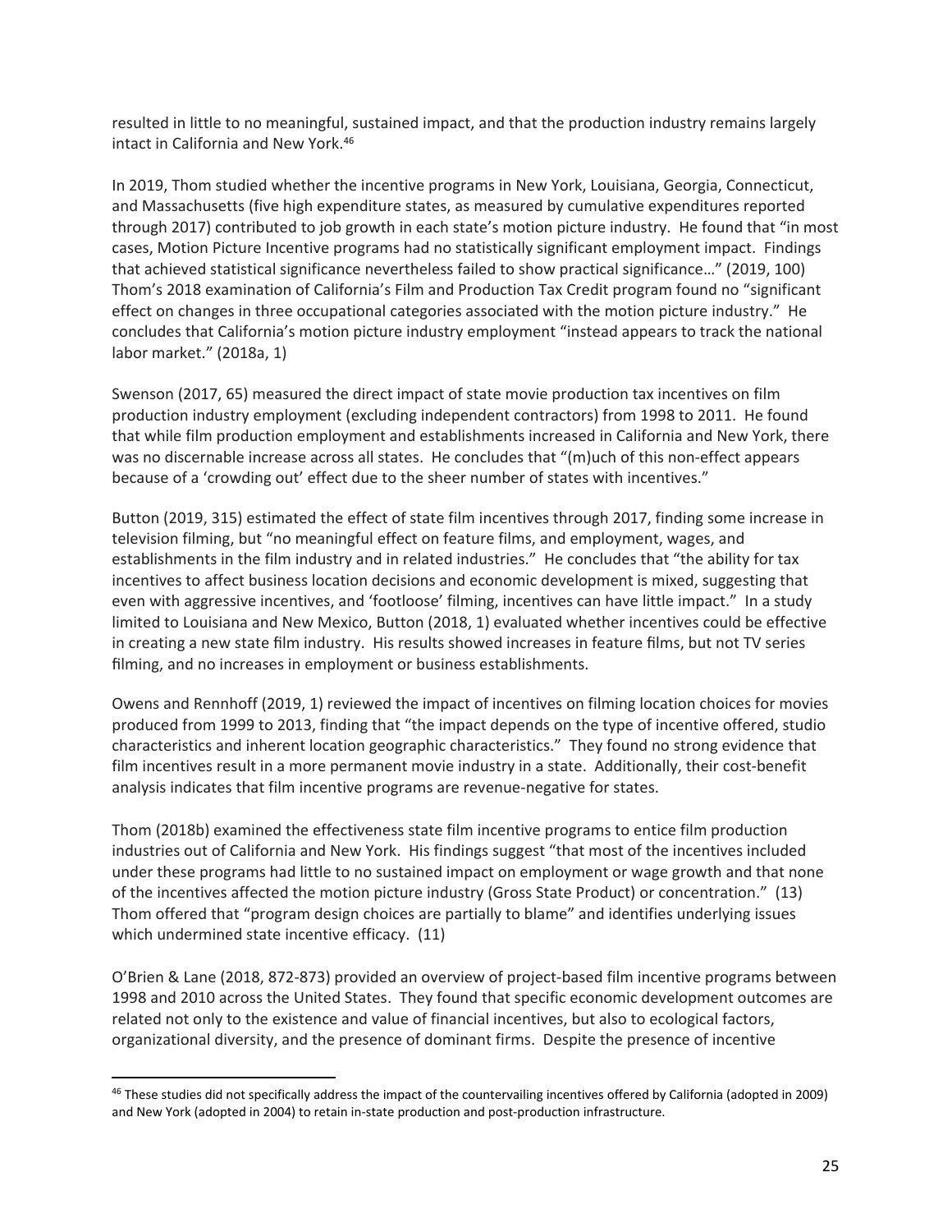resulted in little to no meaningful, sustained impact, and that the production industry remains largely intact in California and New York.[46]

In 2019, Thom studied whether the incentive programs in New York, Louisiana, Georgia, Connecticut, and Massachusetts (five high expenditure states, as measured by cumulative expenditures reported through 2017) contributed to job growth in each state's motion picture industry. He found that "in most cases, Motion Picture Incentive programs had no statistically significant employment impact. Findings that achieved statistical significance nevertheless failed to show practical significance…" (2019, 100) Thom's 2018 examination of California's Film and Production Tax Credit program found no "significant effect on changes in three occupational categories associated with the motion picture industry." He concludes that California's motion picture industry employment "instead appears to track the national labor market." (2018a, 1)

Swenson (2017, 65) measured the direct impact of state movie production tax incentives on film production industry employment (excluding independent contractors) from 1998 to 2011. He found that while film production employment and establishments increased in California and New York, there was no discernable increase across all states. He concludes that "(m)uch of this non-effect appears because of a 'crowding out' effect due to the sheer number of states with incentives."

Button (2019, 315) estimated the effect of state film incentives through 2017, finding some increase in television filming, but "no meaningful effect on feature films, and employment, wages, and establishments in the film industry and in related industries." He concludes that "the ability for tax incentives to affect business location decisions and economic development is mixed, suggesting that even with aggressive incentives, and 'footloose' filming, incentives can have little impact." In a study limited to Louisiana and New Mexico, Button (2018, 1) evaluated whether incentives could be effective in creating a new state film industry. His results showed increases in feature films, but not TV series filming, and no increases in employment or business establishments.

Owens and Rennhoff (2019, 1) reviewed the impact of incentives on filming location choices for movies produced from 1999 to 2013, finding that "the impact depends on the type of incentive offered, studio characteristics and inherent location geographic characteristics." They found no strong evidence that film incentives result in a more permanent movie industry in a state. Additionally, their cost-benefit analysis indicates that film incentive programs are revenue-negative for states.

Thom (2018b) examined the effectiveness state film incentive programs to entice film production industries out of California and New York. His findings suggest "that most of the incentives included under these programs had little to no sustained impact on employment or wage growth and that none of the incentives affected the motion picture industry (Gross State Product) or concentration." (13) Thom offered that "program design choices are partially to blame" and identifies underlying issues which undermined state incentive efficacy. (11)

O'Brien & Lane (2018, 872-873) provided an overview of project-based film incentive programs between 1998 and 2010 across the United States. They found that specific economic development outcomes are related not only to the existence and value of financial incentives, but also to ecological factors, organizational diversity, and the presence of dominant firms. Despite the presence of incentive

[46] These studies did not specifically address the impact of the countervailing incentives offered by California (adopted in 2009) and New York (adopted in 2004) to retain in-state production and post-production infrastructure.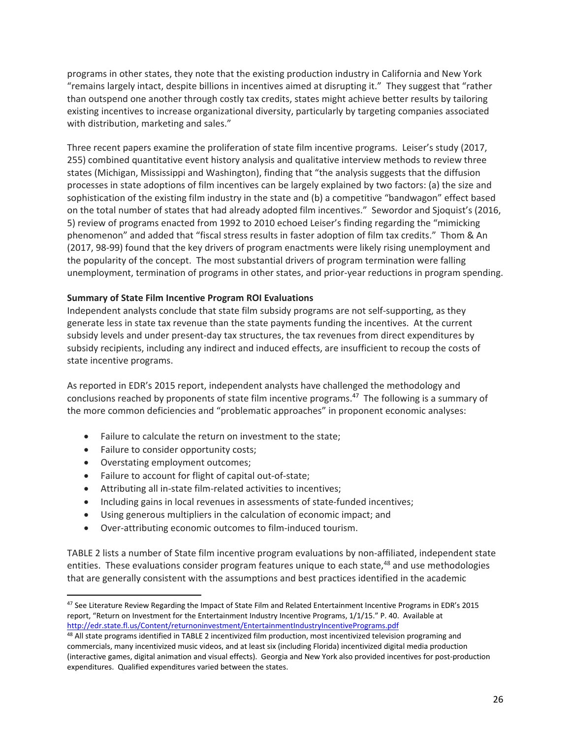programs in other states, they note that the existing production industry in California and New York "remains largely intact, despite billions in incentives aimed at disrupting it." They suggest that "rather than outspend one another through costly tax credits, states might achieve better results by tailoring existing incentives to increase organizational diversity, particularly by targeting companies associated with distribution, marketing and sales."

Three recent papers examine the proliferation of state film incentive programs. Leiser's study (2017, 255) combined quantitative event history analysis and qualitative interview methods to review three states (Michigan, Mississippi and Washington), finding that "the analysis suggests that the diffusion processes in state adoptions of film incentives can be largely explained by two factors: (a) the size and sophistication of the existing film industry in the state and (b) a competitive "bandwagon" effect based on the total number of states that had already adopted film incentives." Sewordor and Sjoquist's (2016, 5) review of programs enacted from 1992 to 2010 echoed Leiser's finding regarding the "mimicking phenomenon" and added that "fiscal stress results in faster adoption of film tax credits." Thom & An (2017, 98-99) found that the key drivers of program enactments were likely rising unemployment and the popularity of the concept. The most substantial drivers of program termination were falling unemployment, termination of programs in other states, and prior-year reductions in program spending.

**Summary of State Film Incentive Program ROI Evaluations**

Independent analysts conclude that state film subsidy programs are not self-supporting, as they generate less in state tax revenue than the state payments funding the incentives. At the current subsidy levels and under present-day tax structures, the tax revenues from direct expenditures by subsidy recipients, including any indirect and induced effects, are insufficient to recoup the costs of state incentive programs.

As reported in EDR's 2015 report, independent analysts have challenged the methodology and conclusions reached by proponents of state film incentive programs.[47] The following is a summary of the more common deficiencies and "problematic approaches" in proponent economic analyses:

- Failure to calculate the return on investment to the state;
- Failure to consider opportunity costs;
- Overstating employment outcomes;
- Failure to account for flight of capital out-of-state;
- Attributing all in-state film-related activities to incentives;
- Including gains in local revenues in assessments of state-funded incentives;
- Using generous multipliers in the calculation of economic impact; and
- Over-attributing economic outcomes to film-induced tourism.

TABLE 2 lists a number of State film incentive program evaluations by non-affiliated, independent state entities. These evaluations consider program features unique to each state,[48] and use methodologies that are generally consistent with the assumptions and best practices identified in the academic

[47] See Literature Review Regarding the Impact of State Film and Related Entertainment Incentive Programs in EDR's 2015 report, "Return on Investment for the Entertainment Industry Incentive Programs, 1/1/15." P. 40. Available at http://edr.state.fl.us/Content/returnoninvestment/EntertainmentIndustryIncentivePrograms.pdf

[48] All state programs identified in TABLE 2 incentivized film production, most incentivized television programing and commercials, many incentivized music videos, and at least six (including Florida) incentivized digital media production (interactive games, digital animation and visual effects). Georgia and New York also provided incentives for post-production expenditures. Qualified expenditures varied between the states.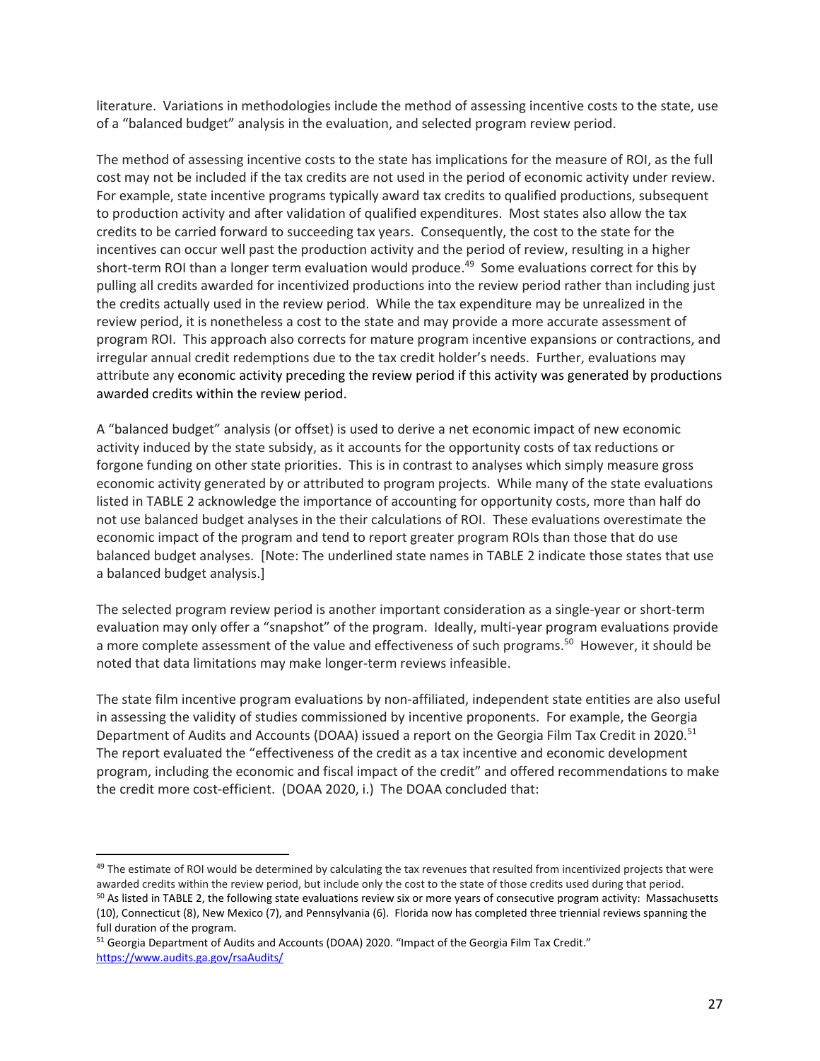literature. Variations in methodologies include the method of assessing incentive costs to the state, use of a "balanced budget" analysis in the evaluation, and selected program review period.

The method of assessing incentive costs to the state has implications for the measure of ROI, as the full cost may not be included if the tax credits are not used in the period of economic activity under review. For example, state incentive programs typically award tax credits to qualified productions, subsequent to production activity and after validation of qualified expenditures. Most states also allow the tax credits to be carried forward to succeeding tax years. Consequently, the cost to the state for the incentives can occur well past the production activity and the period of review, resulting in a higher short-term ROI than a longer term evaluation would produce.[49] Some evaluations correct for this by pulling all credits awarded for incentivized productions into the review period rather than including just the credits actually used in the review period. While the tax expenditure may be unrealized in the review period, it is nonetheless a cost to the state and may provide a more accurate assessment of program ROI. This approach also corrects for mature program incentive expansions or contractions, and irregular annual credit redemptions due to the tax credit holder's needs. Further, evaluations may attribute any economic activity preceding the review period if this activity was generated by productions awarded credits within the review period.

A "balanced budget" analysis (or offset) is used to derive a net economic impact of new economic activity induced by the state subsidy, as it accounts for the opportunity costs of tax reductions or forgone funding on other state priorities. This is in contrast to analyses which simply measure gross economic activity generated by or attributed to program projects. While many of the state evaluations listed in TABLE 2 acknowledge the importance of accounting for opportunity costs, more than half do not use balanced budget analyses in the their calculations of ROI. These evaluations overestimate the economic impact of the program and tend to report greater program ROIs than those that do use balanced budget analyses. [Note: The underlined state names in TABLE 2 indicate those states that use a balanced budget analysis.]

The selected program review period is another important consideration as a single-year or short-term evaluation may only offer a "snapshot" of the program. Ideally, multi-year program evaluations provide a more complete assessment of the value and effectiveness of such programs.[50] However, it should be noted that data limitations may make longer-term reviews infeasible.

The state film incentive program evaluations by non-affiliated, independent state entities are also useful in assessing the validity of studies commissioned by incentive proponents. For example, the Georgia Department of Audits and Accounts (DOAA) issued a report on the Georgia Film Tax Credit in 2020.[51] The report evaluated the "effectiveness of the credit as a tax incentive and economic development program, including the economic and fiscal impact of the credit" and offered recommendations to make the credit more cost-efficient. (DOAA 2020, i.) The DOAA concluded that:

---

[49] The estimate of ROI would be determined by calculating the tax revenues that resulted from incentivized projects that were awarded credits within the review period, but include only the cost to the state of those credits used during that period.

[50] As listed in TABLE 2, the following state evaluations review six or more years of consecutive program activity: Massachusetts (10), Connecticut (8), New Mexico (7), and Pennsylvania (6). Florida now has completed three triennial reviews spanning the full duration of the program.

[51] Georgia Department of Audits and Accounts (DOAA) 2020. "Impact of the Georgia Film Tax Credit." https://www.audits.ga.gov/rsaAudits/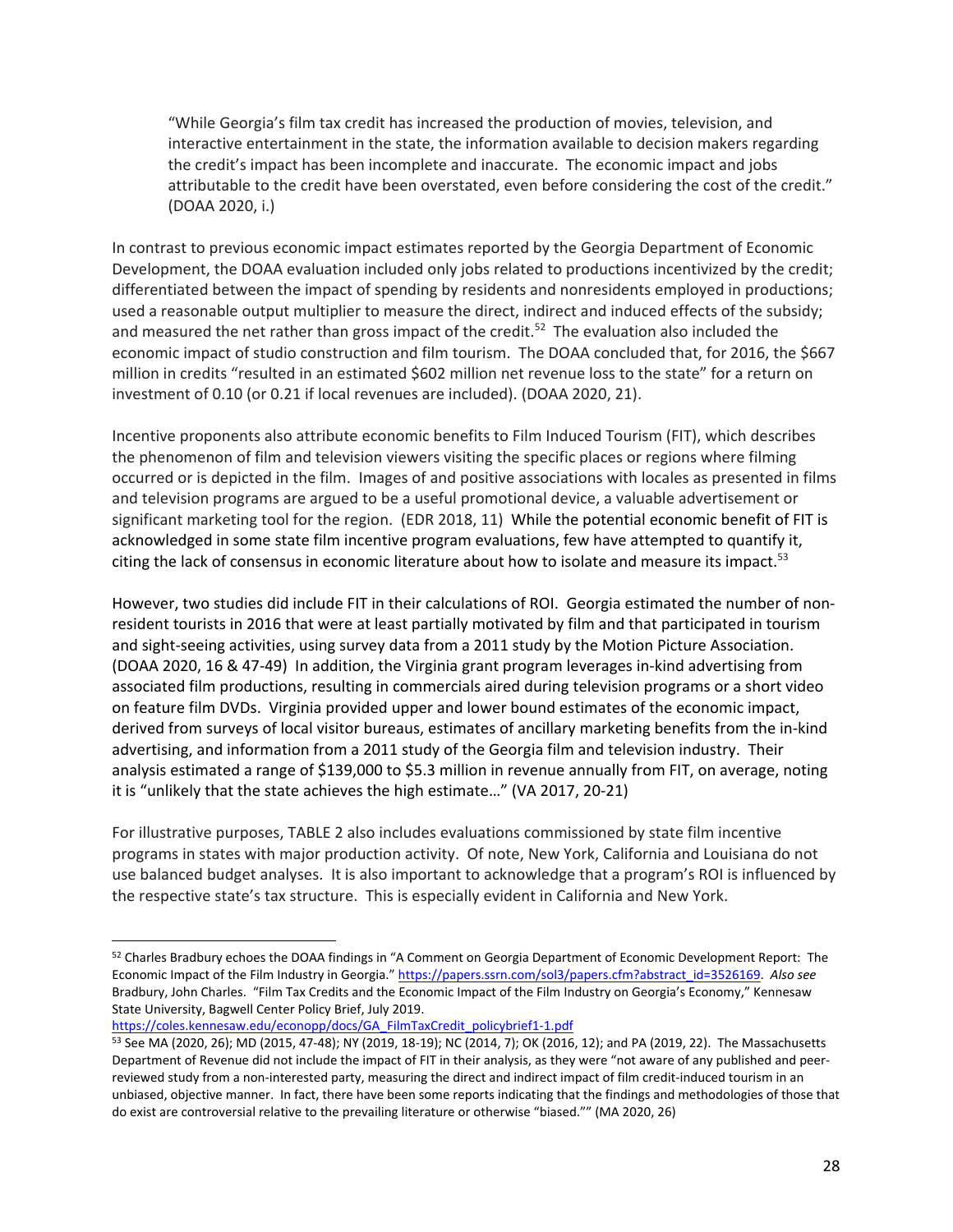> "While Georgia's film tax credit has increased the production of movies, television, and interactive entertainment in the state, the information available to decision makers regarding the credit's impact has been incomplete and inaccurate. The economic impact and jobs attributable to the credit have been overstated, even before considering the cost of the credit." (DOAA 2020, i.)

In contrast to previous economic impact estimates reported by the Georgia Department of Economic Development, the DOAA evaluation included only jobs related to productions incentivized by the credit; differentiated between the impact of spending by residents and nonresidents employed in productions; used a reasonable output multiplier to measure the direct, indirect and induced effects of the subsidy; and measured the net rather than gross impact of the credit.[52] The evaluation also included the economic impact of studio construction and film tourism. The DOAA concluded that, for 2016, the $667 million in credits "resulted in an estimated $602 million net revenue loss to the state" for a return on investment of 0.10 (or 0.21 if local revenues are included). (DOAA 2020, 21).

Incentive proponents also attribute economic benefits to Film Induced Tourism (FIT), which describes the phenomenon of film and television viewers visiting the specific places or regions where filming occurred or is depicted in the film. Images of and positive associations with locales as presented in films and television programs are argued to be a useful promotional device, a valuable advertisement or significant marketing tool for the region. (EDR 2018, 11) While the potential economic benefit of FIT is acknowledged in some state film incentive program evaluations, few have attempted to quantify it, citing the lack of consensus in economic literature about how to isolate and measure its impact.[53]

However, two studies did include FIT in their calculations of ROI. Georgia estimated the number of non-resident tourists in 2016 that were at least partially motivated by film and that participated in tourism and sight-seeing activities, using survey data from a 2011 study by the Motion Picture Association. (DOAA 2020, 16 & 47-49) In addition, the Virginia grant program leverages in-kind advertising from associated film productions, resulting in commercials aired during television programs or a short video on feature film DVDs. Virginia provided upper and lower bound estimates of the economic impact, derived from surveys of local visitor bureaus, estimates of ancillary marketing benefits from the in-kind advertising, and information from a 2011 study of the Georgia film and television industry. Their analysis estimated a range of $139,000 to $5.3 million in revenue annually from FIT, on average, noting it is "unlikely that the state achieves the high estimate…" (VA 2017, 20-21)

For illustrative purposes, TABLE 2 also includes evaluations commissioned by state film incentive programs in states with major production activity. Of note, New York, California and Louisiana do not use balanced budget analyses. It is also important to acknowledge that a program's ROI is influenced by the respective state's tax structure. This is especially evident in California and New York.

---

[52] Charles Bradbury echoes the DOAA findings in "A Comment on Georgia Department of Economic Development Report: The Economic Impact of the Film Industry in Georgia." https://papers.ssrn.com/sol3/papers.cfm?abstract_id=3526169. *Also see* Bradbury, John Charles. "Film Tax Credits and the Economic Impact of the Film Industry on Georgia's Economy," Kennesaw State University, Bagwell Center Policy Brief, July 2019. https://coles.kennesaw.edu/econopp/docs/GA_FilmTaxCredit_policybrief1-1.pdf

[53] See MA (2020, 26); MD (2015, 47-48); NY (2019, 18-19); NC (2014, 7); OK (2016, 12); and PA (2019, 22). The Massachusetts Department of Revenue did not include the impact of FIT in their analysis, as they were "not aware of any published and peer-reviewed study from a non-interested party, measuring the direct and indirect impact of film credit-induced tourism in an unbiased, objective manner. In fact, there have been some reports indicating that the findings and methodologies of those that do exist are controversial relative to the prevailing literature or otherwise "biased."" (MA 2020, 26)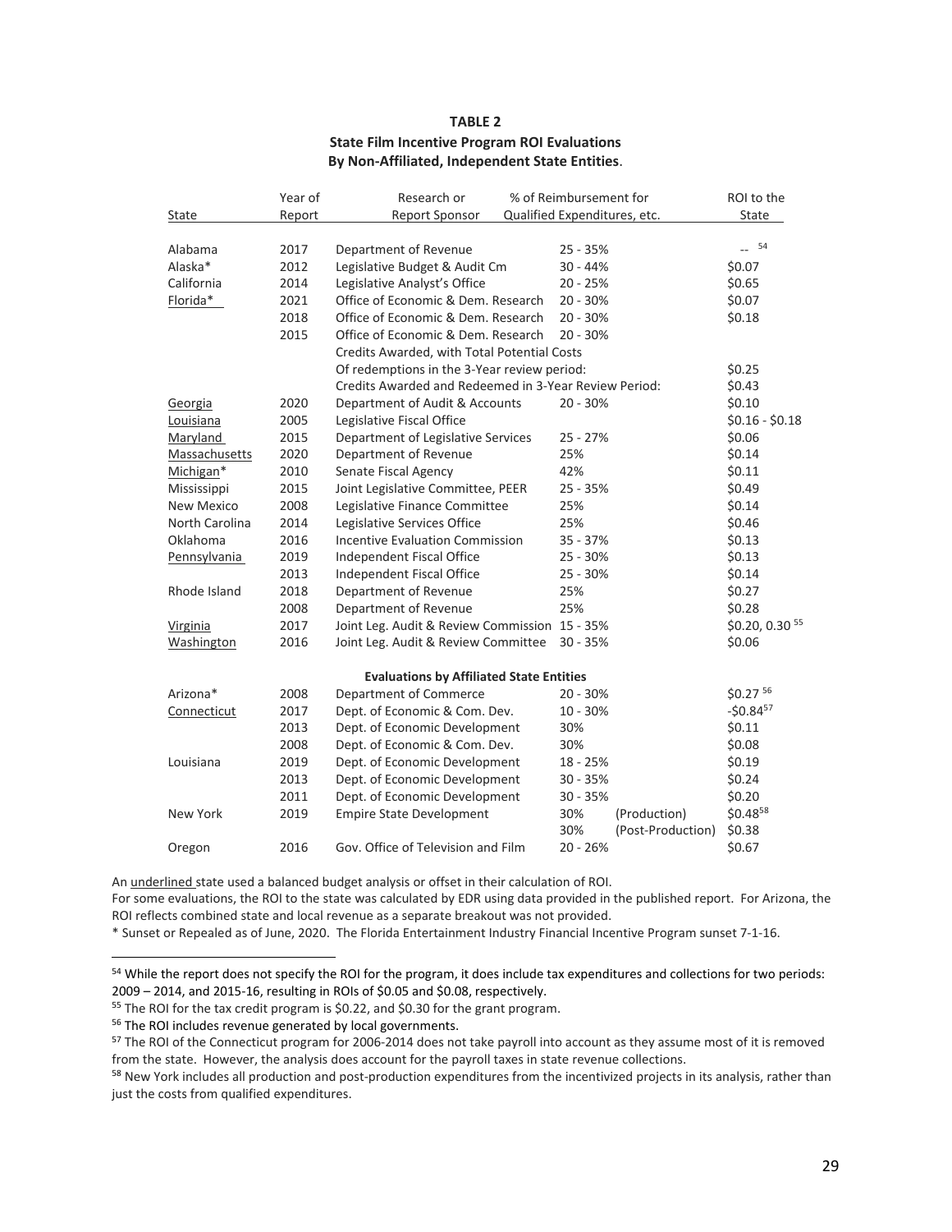**TABLE 2**
**State Film Incentive Program ROI Evaluations**
**By Non-Affiliated, Independent State Entities**.

| State | Year of Report | Research or Report Sponsor | % of Reimbursement for Qualified Expenditures, etc. | | ROI to the State |
|---|---|---|---|---|---|
| Alabama | 2017 | Department of Revenue | 25 - 35% | | -- [54] |
| Alaska* | 2012 | Legislative Budget & Audit Cm | 30 - 44% | | $0.07 |
| California | 2014 | Legislative Analyst's Office | 20 - 25% | | $0.65 |
| <u>Florida*</u> | 2021 | Office of Economic & Dem. Research | 20 - 30% | | $0.07 |
| | 2018 | Office of Economic & Dem. Research | 20 - 30% | | $0.18 |
| | 2015 | Office of Economic & Dem. Research | 20 - 30% | | |
| | | Credits Awarded, with Total Potential Costs | | | |
| | | Of redemptions in the 3-Year review period: | | | $0.25 |
| | | Credits Awarded and Redeemed in 3-Year Review Period: | | | $0.43 |
| <u>Georgia</u> | 2020 | Department of Audit & Accounts | 20 - 30% | | $0.10 |
| <u>Louisiana</u> | 2005 | Legislative Fiscal Office | | | $0.16 - $0.18 |
| <u>Maryland</u> | 2015 | Department of Legislative Services | 25 - 27% | | $0.06 |
| <u>Massachusetts</u> | 2020 | Department of Revenue | 25% | | $0.14 |
| <u>Michigan</u>* | 2010 | Senate Fiscal Agency | 42% | | $0.11 |
| Mississippi | 2015 | Joint Legislative Committee, PEER | 25 - 35% | | $0.49 |
| New Mexico | 2008 | Legislative Finance Committee | 25% | | $0.14 |
| North Carolina | 2014 | Legislative Services Office | 25% | | $0.46 |
| Oklahoma | 2016 | Incentive Evaluation Commission | 35 - 37% | | $0.13 |
| <u>Pennsylvania</u> | 2019 | Independent Fiscal Office | 25 - 30% | | $0.13 |
| | 2013 | Independent Fiscal Office | 25 - 30% | | $0.14 |
| Rhode Island | 2018 | Department of Revenue | 25% | | $0.27 |
| | 2008 | Department of Revenue | 25% | | $0.28 |
| <u>Virginia</u> | 2017 | Joint Leg. Audit & Review Commission | 15 - 35% | | $0.20, 0.30 [55] |
| <u>Washington</u> | 2016 | Joint Leg. Audit & Review Committee | 30 - 35% | | $0.06 |
| | | **Evaluations by Affiliated State Entities** | | | |
| Arizona* | 2008 | Department of Commerce | 20 - 30% | | $0.27 [56] |
| <u>Connecticut</u> | 2017 | Dept. of Economic & Com. Dev. | 10 - 30% | | -$0.84[57] |
| | 2013 | Dept. of Economic Development | 30% | | $0.11 |
| | 2008 | Dept. of Economic & Com. Dev. | 30% | | $0.08 |
| Louisiana | 2019 | Dept. of Economic Development | 18 - 25% | | $0.19 |
| | 2013 | Dept. of Economic Development | 30 - 35% | | $0.24 |
| | 2011 | Dept. of Economic Development | 30 - 35% | | $0.20 |
| New York | 2019 | Empire State Development | 30% | (Production) | $0.48[58] |
| | | | 30% | (Post-Production) | $0.38 |
| Oregon | 2016 | Gov. Office of Television and Film | 20 - 26% | | $0.67 |

An <u>underlined</u> state used a balanced budget analysis or offset in their calculation of ROI.

For some evaluations, the ROI to the state was calculated by EDR using data provided in the published report. For Arizona, the ROI reflects combined state and local revenue as a separate breakout was not provided.

\* Sunset or Repealed as of June, 2020. The Florida Entertainment Industry Financial Incentive Program sunset 7-1-16.

---

[54] While the report does not specify the ROI for the program, it does include tax expenditures and collections for two periods: 2009 – 2014, and 2015-16, resulting in ROIs of $0.05 and $0.08, respectively.

[55] The ROI for the tax credit program is $0.22, and $0.30 for the grant program.

[56] The ROI includes revenue generated by local governments.

[57] The ROI of the Connecticut program for 2006-2014 does not take payroll into account as they assume most of it is removed from the state. However, the analysis does account for the payroll taxes in state revenue collections.

[58] New York includes all production and post-production expenditures from the incentivized projects in its analysis, rather than just the costs from qualified expenditures.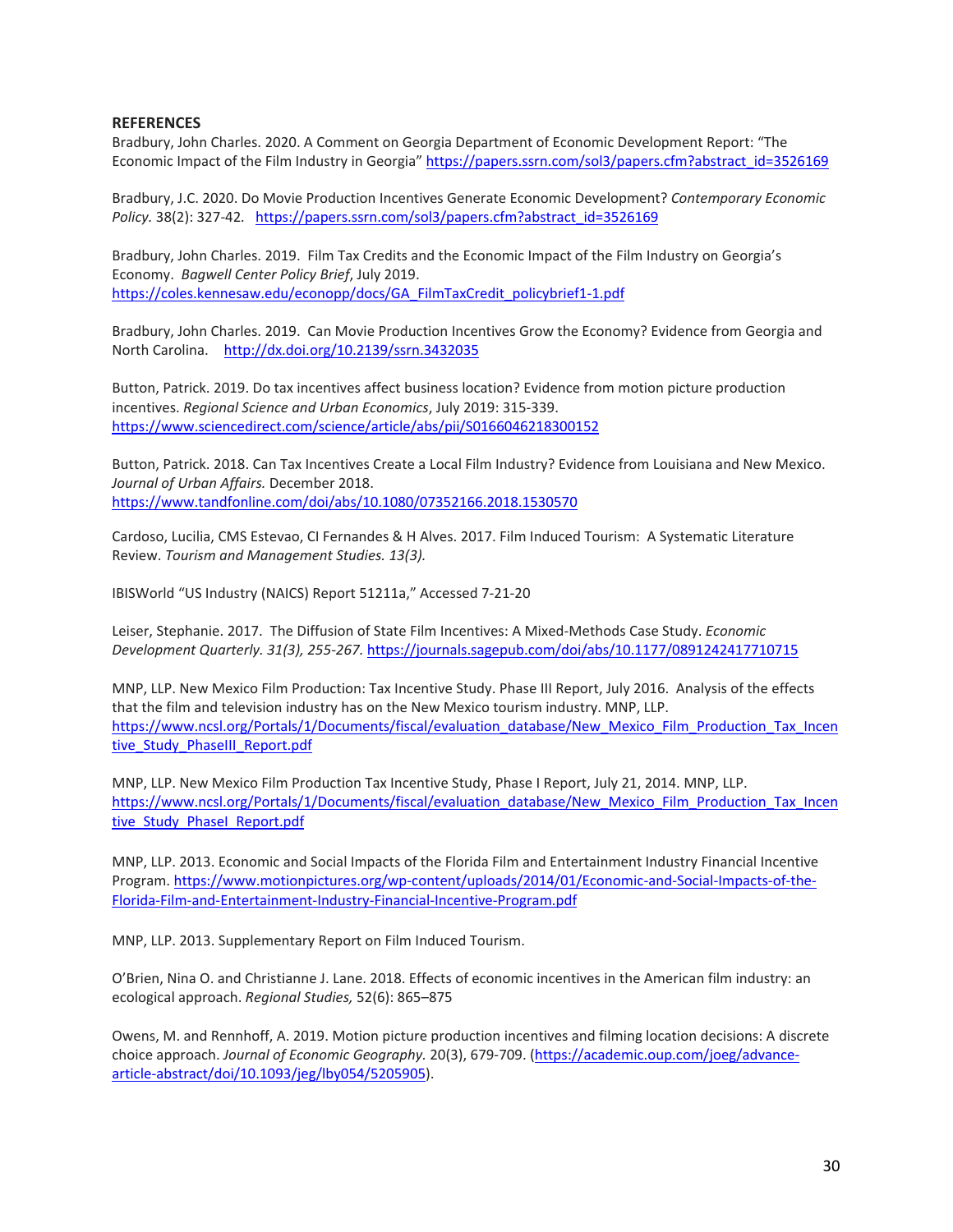**REFERENCES**

Bradbury, John Charles. 2020. A Comment on Georgia Department of Economic Development Report: "The Economic Impact of the Film Industry in Georgia" https://papers.ssrn.com/sol3/papers.cfm?abstract_id=3526169

Bradbury, J.C. 2020. Do Movie Production Incentives Generate Economic Development? *Contemporary Economic Policy.* 38(2): 327-42. https://papers.ssrn.com/sol3/papers.cfm?abstract_id=3526169

Bradbury, John Charles. 2019. Film Tax Credits and the Economic Impact of the Film Industry on Georgia's Economy. *Bagwell Center Policy Brief*, July 2019. https://coles.kennesaw.edu/econopp/docs/GA_FilmTaxCredit_policybrief1-1.pdf

Bradbury, John Charles. 2019. Can Movie Production Incentives Grow the Economy? Evidence from Georgia and North Carolina. http://dx.doi.org/10.2139/ssrn.3432035

Button, Patrick. 2019. Do tax incentives affect business location? Evidence from motion picture production incentives. *Regional Science and Urban Economics*, July 2019: 315-339. https://www.sciencedirect.com/science/article/abs/pii/S0166046218300152

Button, Patrick. 2018. Can Tax Incentives Create a Local Film Industry? Evidence from Louisiana and New Mexico. *Journal of Urban Affairs.* December 2018. https://www.tandfonline.com/doi/abs/10.1080/07352166.2018.1530570

Cardoso, Lucilia, CMS Estevao, CI Fernandes & H Alves. 2017. Film Induced Tourism: A Systematic Literature Review. *Tourism and Management Studies. 13(3).*

IBISWorld "US Industry (NAICS) Report 51211a," Accessed 7-21-20

Leiser, Stephanie. 2017. The Diffusion of State Film Incentives: A Mixed-Methods Case Study. *Economic Development Quarterly. 31(3), 255-267.* https://journals.sagepub.com/doi/abs/10.1177/0891242417710715

MNP, LLP. New Mexico Film Production: Tax Incentive Study. Phase III Report, July 2016. Analysis of the effects that the film and television industry has on the New Mexico tourism industry. MNP, LLP. https://www.ncsl.org/Portals/1/Documents/fiscal/evaluation_database/New_Mexico_Film_Production_Tax_Incentive_Study_PhaseIII_Report.pdf

MNP, LLP. New Mexico Film Production Tax Incentive Study, Phase I Report, July 21, 2014. MNP, LLP. https://www.ncsl.org/Portals/1/Documents/fiscal/evaluation_database/New_Mexico_Film_Production_Tax_Incentive_Study_PhaseI_Report.pdf

MNP, LLP. 2013. Economic and Social Impacts of the Florida Film and Entertainment Industry Financial Incentive Program. https://www.motionpictures.org/wp-content/uploads/2014/01/Economic-and-Social-Impacts-of-the-Florida-Film-and-Entertainment-Industry-Financial-Incentive-Program.pdf

MNP, LLP. 2013. Supplementary Report on Film Induced Tourism.

O'Brien, Nina O. and Christianne J. Lane. 2018. Effects of economic incentives in the American film industry: an ecological approach. *Regional Studies,* 52(6): 865–875

Owens, M. and Rennhoff, A. 2019. Motion picture production incentives and filming location decisions: A discrete choice approach. *Journal of Economic Geography.* 20(3), 679-709. (https://academic.oup.com/joeg/advance-article-abstract/doi/10.1093/jeg/lby054/5205905).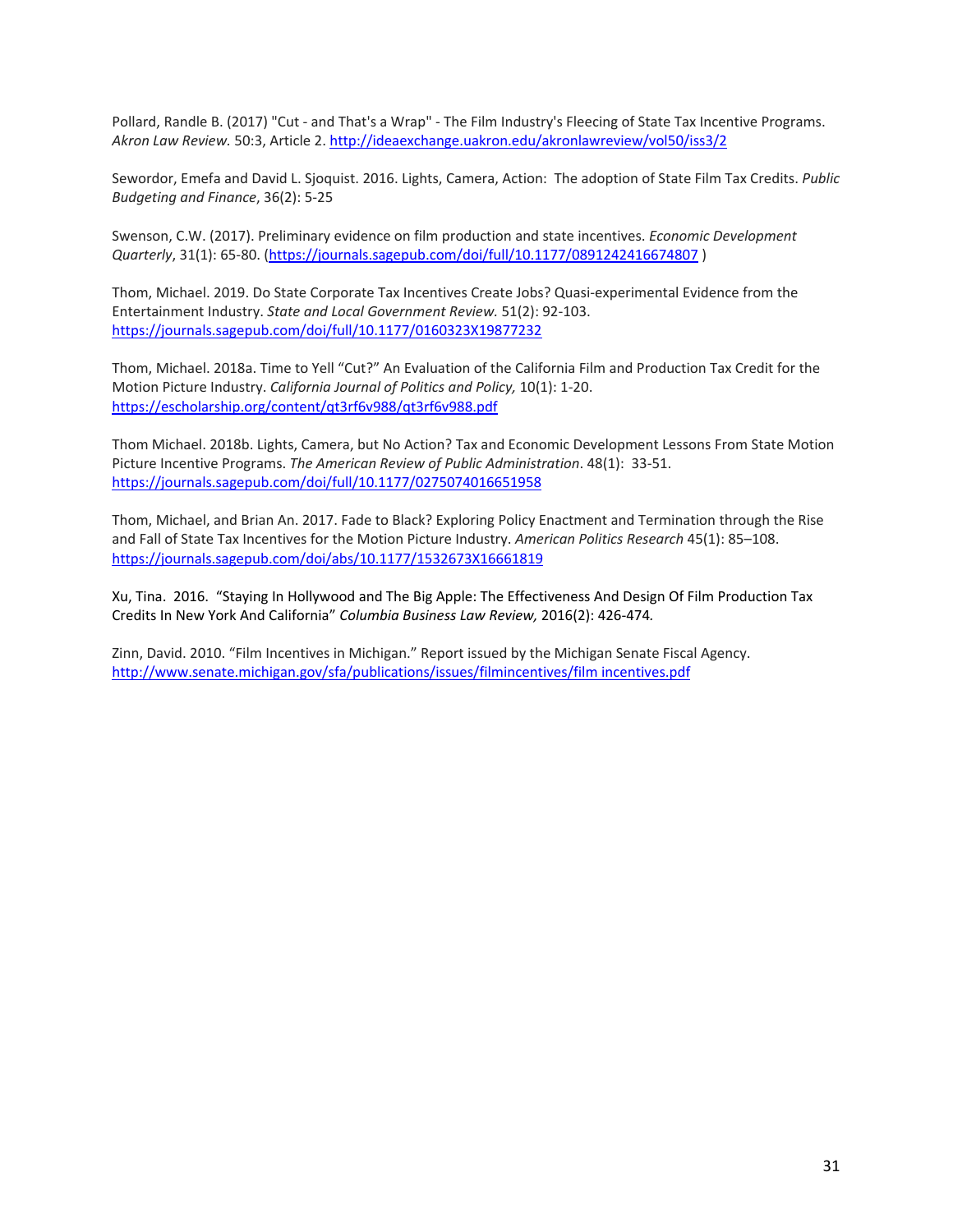Pollard, Randle B. (2017) "Cut - and That's a Wrap" - The Film Industry's Fleecing of State Tax Incentive Programs. *Akron Law Review.* 50:3, Article 2. http://ideaexchange.uakron.edu/akronlawreview/vol50/iss3/2

Sewordor, Emefa and David L. Sjoquist. 2016. Lights, Camera, Action: The adoption of State Film Tax Credits. *Public Budgeting and Finance*, 36(2): 5-25

Swenson, C.W. (2017). Preliminary evidence on film production and state incentives. *Economic Development Quarterly*, 31(1): 65-80. (https://journals.sagepub.com/doi/full/10.1177/0891242416674807 )

Thom, Michael. 2019. Do State Corporate Tax Incentives Create Jobs? Quasi-experimental Evidence from the Entertainment Industry. *State and Local Government Review.* 51(2): 92-103. https://journals.sagepub.com/doi/full/10.1177/0160323X19877232

Thom, Michael. 2018a. Time to Yell "Cut?" An Evaluation of the California Film and Production Tax Credit for the Motion Picture Industry. *California Journal of Politics and Policy,* 10(1): 1-20. https://escholarship.org/content/qt3rf6v988/qt3rf6v988.pdf

Thom Michael. 2018b. Lights, Camera, but No Action? Tax and Economic Development Lessons From State Motion Picture Incentive Programs. *The American Review of Public Administration*. 48(1): 33-51. https://journals.sagepub.com/doi/full/10.1177/0275074016651958

Thom, Michael, and Brian An. 2017. Fade to Black? Exploring Policy Enactment and Termination through the Rise and Fall of State Tax Incentives for the Motion Picture Industry. *American Politics Research* 45(1): 85–108. https://journals.sagepub.com/doi/abs/10.1177/1532673X16661819

Xu, Tina. 2016. "Staying In Hollywood and The Big Apple: The Effectiveness And Design Of Film Production Tax Credits In New York And California" *Columbia Business Law Review,* 2016(2): 426-474.

Zinn, David. 2010. "Film Incentives in Michigan." Report issued by the Michigan Senate Fiscal Agency. http://www.senate.michigan.gov/sfa/publications/issues/filmincentives/film incentives.pdf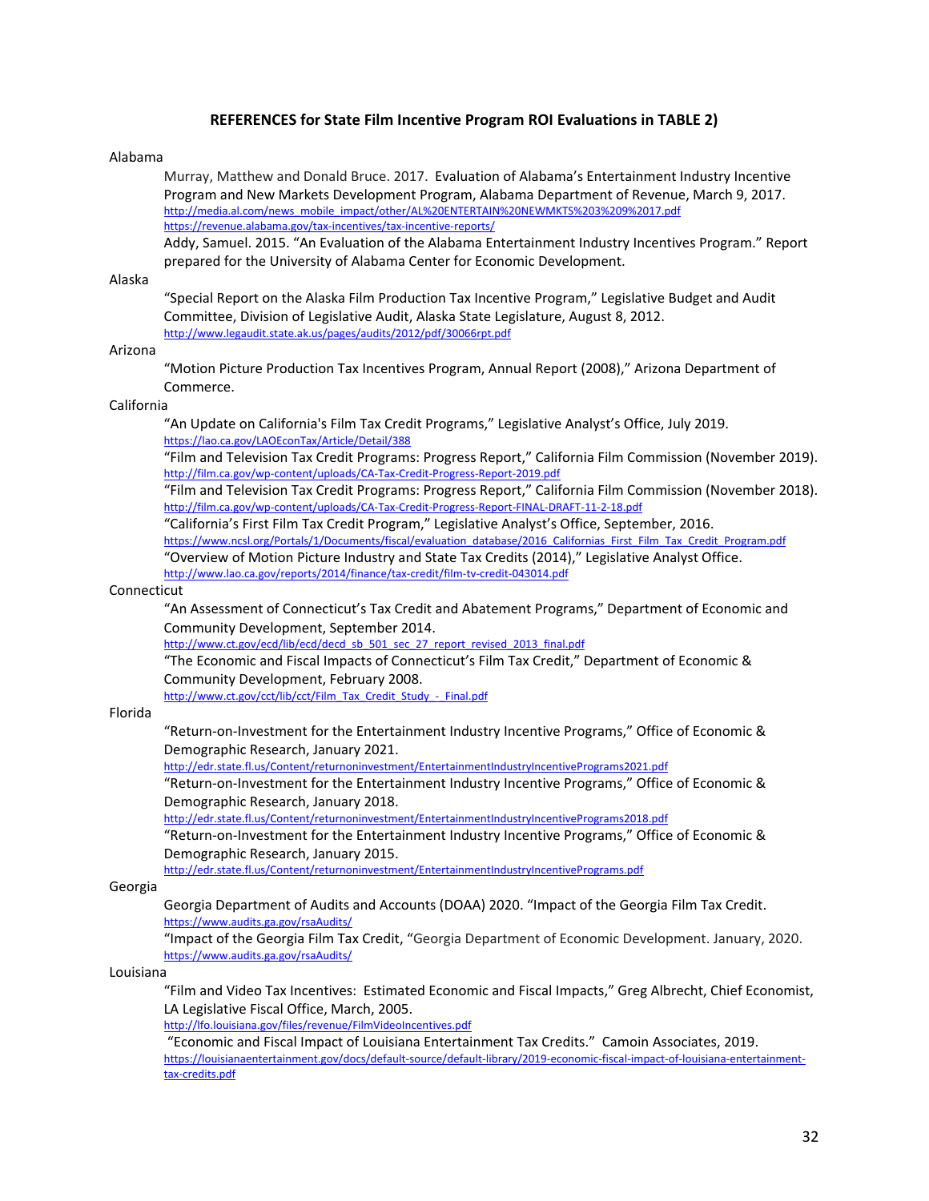**REFERENCES for State Film Incentive Program ROI Evaluations in TABLE 2)**

Alabama

Murray, Matthew and Donald Bruce. 2017. Evaluation of Alabama's Entertainment Industry Incentive Program and New Markets Development Program, Alabama Department of Revenue, March 9, 2017.
http://media.al.com/news_mobile_impact/other/AL%20ENTERTAIN%20NEWMKTS%203%209%2017.pdf
https://revenue.alabama.gov/tax-incentives/tax-incentive-reports/

Addy, Samuel. 2015. "An Evaluation of the Alabama Entertainment Industry Incentives Program." Report prepared for the University of Alabama Center for Economic Development.

Alaska

"Special Report on the Alaska Film Production Tax Incentive Program," Legislative Budget and Audit Committee, Division of Legislative Audit, Alaska State Legislature, August 8, 2012.
http://www.legaudit.state.ak.us/pages/audits/2012/pdf/30066rpt.pdf

Arizona

"Motion Picture Production Tax Incentives Program, Annual Report (2008)," Arizona Department of Commerce.

California

"An Update on California's Film Tax Credit Programs," Legislative Analyst's Office, July 2019.
https://lao.ca.gov/LAOEconTax/Article/Detail/388

"Film and Television Tax Credit Programs: Progress Report," California Film Commission (November 2019).
http://film.ca.gov/wp-content/uploads/CA-Tax-Credit-Progress-Report-2019.pdf

"Film and Television Tax Credit Programs: Progress Report," California Film Commission (November 2018).
http://film.ca.gov/wp-content/uploads/CA-Tax-Credit-Progress-Report-FINAL-DRAFT-11-2-18.pdf

"California's First Film Tax Credit Program," Legislative Analyst's Office, September, 2016.
https://www.ncsl.org/Portals/1/Documents/fiscal/evaluation_database/2016_Californias_First_Film_Tax_Credit_Program.pdf

"Overview of Motion Picture Industry and State Tax Credits (2014)," Legislative Analyst Office.
http://www.lao.ca.gov/reports/2014/finance/tax-credit/film-tv-credit-043014.pdf

Connecticut

"An Assessment of Connecticut's Tax Credit and Abatement Programs," Department of Economic and Community Development, September 2014.
http://www.ct.gov/ecd/lib/ecd/decd_sb_501_sec_27_report_revised_2013_final.pdf

"The Economic and Fiscal Impacts of Connecticut's Film Tax Credit," Department of Economic & Community Development, February 2008.
http://www.ct.gov/cct/lib/cct/Film_Tax_Credit_Study_-_Final.pdf

Florida

"Return-on-Investment for the Entertainment Industry Incentive Programs," Office of Economic & Demographic Research, January 2021.
http://edr.state.fl.us/Content/returnoninvestment/EntertainmentIndustryIncentivePrograms2021.pdf

"Return-on-Investment for the Entertainment Industry Incentive Programs," Office of Economic & Demographic Research, January 2018.
http://edr.state.fl.us/Content/returnoninvestment/EntertainmentIndustryIncentivePrograms2018.pdf

"Return-on-Investment for the Entertainment Industry Incentive Programs," Office of Economic & Demographic Research, January 2015.
http://edr.state.fl.us/Content/returnoninvestment/EntertainmentIndustryIncentivePrograms.pdf

Georgia

Georgia Department of Audits and Accounts (DOAA) 2020. "Impact of the Georgia Film Tax Credit.
https://www.audits.ga.gov/rsaAudits/

"Impact of the Georgia Film Tax Credit, "Georgia Department of Economic Development. January, 2020.
https://www.audits.ga.gov/rsaAudits/

Louisiana

"Film and Video Tax Incentives: Estimated Economic and Fiscal Impacts," Greg Albrecht, Chief Economist, LA Legislative Fiscal Office, March, 2005.
http://lfo.louisiana.gov/files/revenue/FilmVideoIncentives.pdf

"Economic and Fiscal Impact of Louisiana Entertainment Tax Credits." Camoin Associates, 2019.
https://louisianaentertainment.gov/docs/default-source/default-library/2019-economic-fiscal-impact-of-louisiana-entertainment-tax-credits.pdf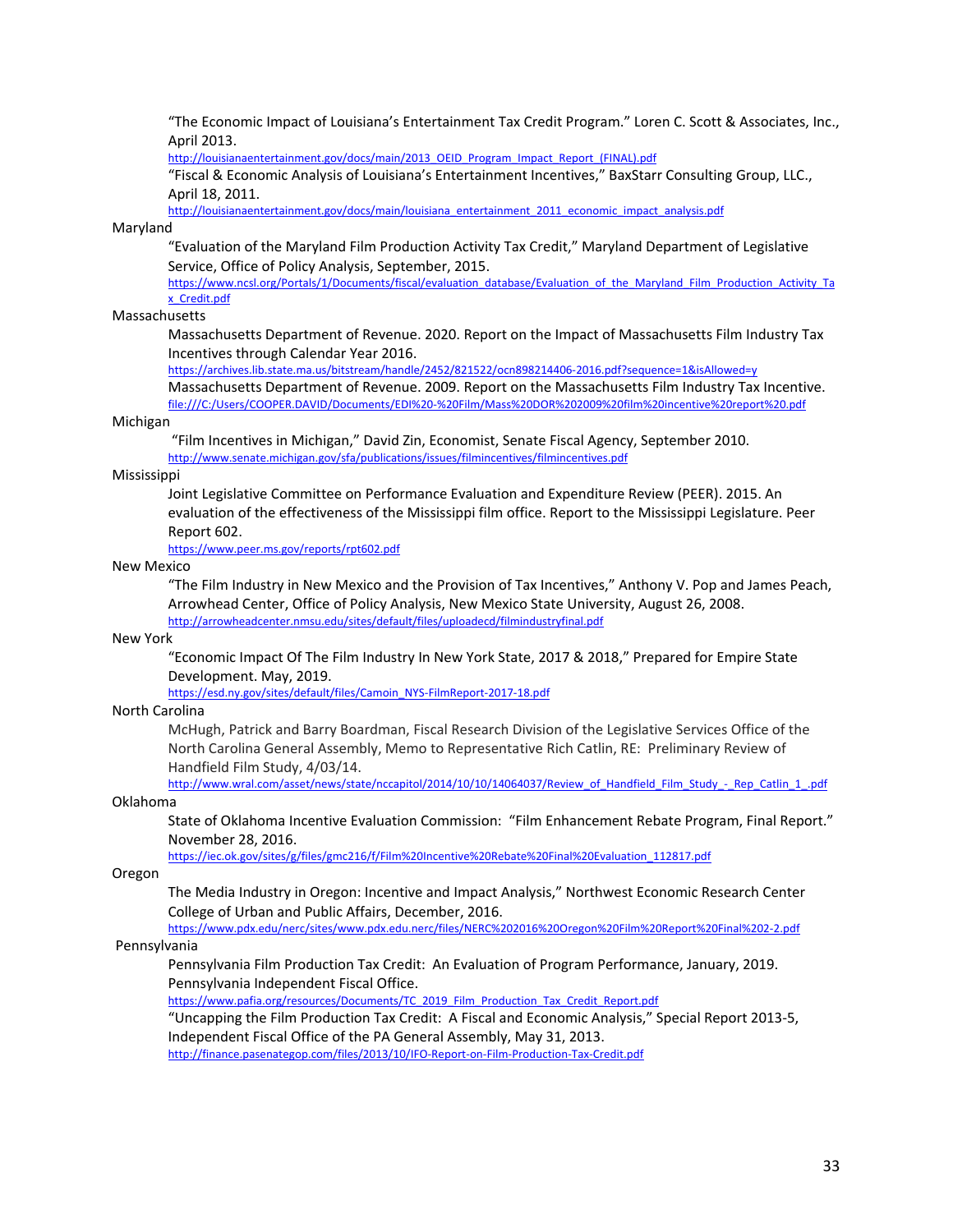"The Economic Impact of Louisiana's Entertainment Tax Credit Program." Loren C. Scott & Associates, Inc., April 2013.
http://louisianaentertainment.gov/docs/main/2013_OEID_Program_Impact_Report_(FINAL).pdf

"Fiscal & Economic Analysis of Louisiana's Entertainment Incentives," BaxStarr Consulting Group, LLC., April 18, 2011.
http://louisianaentertainment.gov/docs/main/louisiana_entertainment_2011_economic_impact_analysis.pdf

Maryland

"Evaluation of the Maryland Film Production Activity Tax Credit," Maryland Department of Legislative Service, Office of Policy Analysis, September, 2015.
https://www.ncsl.org/Portals/1/Documents/fiscal/evaluation_database/Evaluation_of_the_Maryland_Film_Production_Activity_Tax_Credit.pdf

Massachusetts

Massachusetts Department of Revenue. 2020. Report on the Impact of Massachusetts Film Industry Tax Incentives through Calendar Year 2016.
https://archives.lib.state.ma.us/bitstream/handle/2452/821522/ocn898214406-2016.pdf?sequence=1&isAllowed=y

Massachusetts Department of Revenue. 2009. Report on the Massachusetts Film Industry Tax Incentive.
file:///C:/Users/COOPER.DAVID/Documents/EDI%20-%20Film/Mass%20DOR%202009%20film%20incentive%20report%20.pdf

Michigan

"Film Incentives in Michigan," David Zin, Economist, Senate Fiscal Agency, September 2010.
http://www.senate.michigan.gov/sfa/publications/issues/filmincentives/filmincentives.pdf

Mississippi

Joint Legislative Committee on Performance Evaluation and Expenditure Review (PEER). 2015. An evaluation of the effectiveness of the Mississippi film office. Report to the Mississippi Legislature. Peer Report 602.
https://www.peer.ms.gov/reports/rpt602.pdf

New Mexico

"The Film Industry in New Mexico and the Provision of Tax Incentives," Anthony V. Pop and James Peach, Arrowhead Center, Office of Policy Analysis, New Mexico State University, August 26, 2008.
http://arrowheadcenter.nmsu.edu/sites/default/files/uploadecd/filmindustryfinal.pdf

New York

"Economic Impact Of The Film Industry In New York State, 2017 & 2018," Prepared for Empire State Development. May, 2019.
https://esd.ny.gov/sites/default/files/Camoin_NYS-FilmReport-2017-18.pdf

North Carolina

McHugh, Patrick and Barry Boardman, Fiscal Research Division of the Legislative Services Office of the North Carolina General Assembly, Memo to Representative Rich Catlin, RE: Preliminary Review of Handfield Film Study, 4/03/14.
http://www.wral.com/asset/news/state/nccapitol/2014/10/10/14064037/Review_of_Handfield_Film_Study_-_Rep_Catlin_1_.pdf

Oklahoma

State of Oklahoma Incentive Evaluation Commission: "Film Enhancement Rebate Program, Final Report." November 28, 2016.
https://iec.ok.gov/sites/g/files/gmc216/f/Film%20Incentive%20Rebate%20Final%20Evaluation_112817.pdf

Oregon

The Media Industry in Oregon: Incentive and Impact Analysis," Northwest Economic Research Center College of Urban and Public Affairs, December, 2016.
https://www.pdx.edu/nerc/sites/www.pdx.edu.nerc/files/NERC%202016%20Oregon%20Film%20Report%20Final%202-2.pdf

Pennsylvania

Pennsylvania Film Production Tax Credit: An Evaluation of Program Performance, January, 2019. Pennsylvania Independent Fiscal Office.
https://www.pafia.org/resources/Documents/TC_2019_Film_Production_Tax_Credit_Report.pdf

"Uncapping the Film Production Tax Credit: A Fiscal and Economic Analysis," Special Report 2013-5, Independent Fiscal Office of the PA General Assembly, May 31, 2013.
http://finance.pasenategop.com/files/2013/10/IFO-Report-on-Film-Production-Tax-Credit.pdf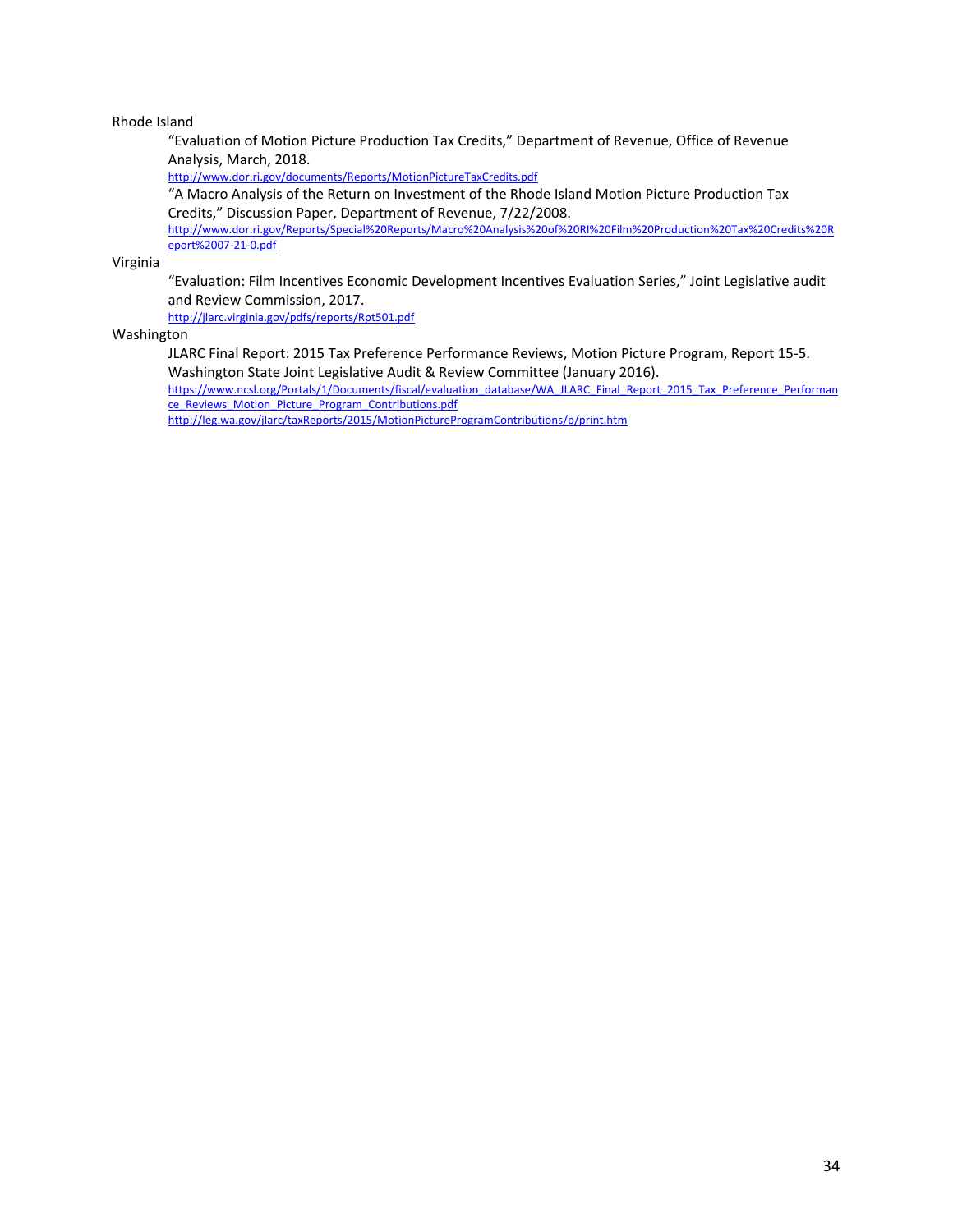Rhode Island

"Evaluation of Motion Picture Production Tax Credits," Department of Revenue, Office of Revenue Analysis, March, 2018.
http://www.dor.ri.gov/documents/Reports/MotionPictureTaxCredits.pdf

"A Macro Analysis of the Return on Investment of the Rhode Island Motion Picture Production Tax Credits," Discussion Paper, Department of Revenue, 7/22/2008.
http://www.dor.ri.gov/Reports/Special%20Reports/Macro%20Analysis%20of%20RI%20Film%20Production%20Tax%20Credits%20Report%2007-21-0.pdf

Virginia

"Evaluation: Film Incentives Economic Development Incentives Evaluation Series," Joint Legislative audit and Review Commission, 2017.
http://jlarc.virginia.gov/pdfs/reports/Rpt501.pdf

Washington

JLARC Final Report: 2015 Tax Preference Performance Reviews, Motion Picture Program, Report 15-5. Washington State Joint Legislative Audit & Review Committee (January 2016).
https://www.ncsl.org/Portals/1/Documents/fiscal/evaluation_database/WA_JLARC_Final_Report_2015_Tax_Preference_Performance_Reviews_Motion_Picture_Program_Contributions.pdf
http://leg.wa.gov/jlarc/taxReports/2015/MotionPictureProgramContributions/p/print.htm